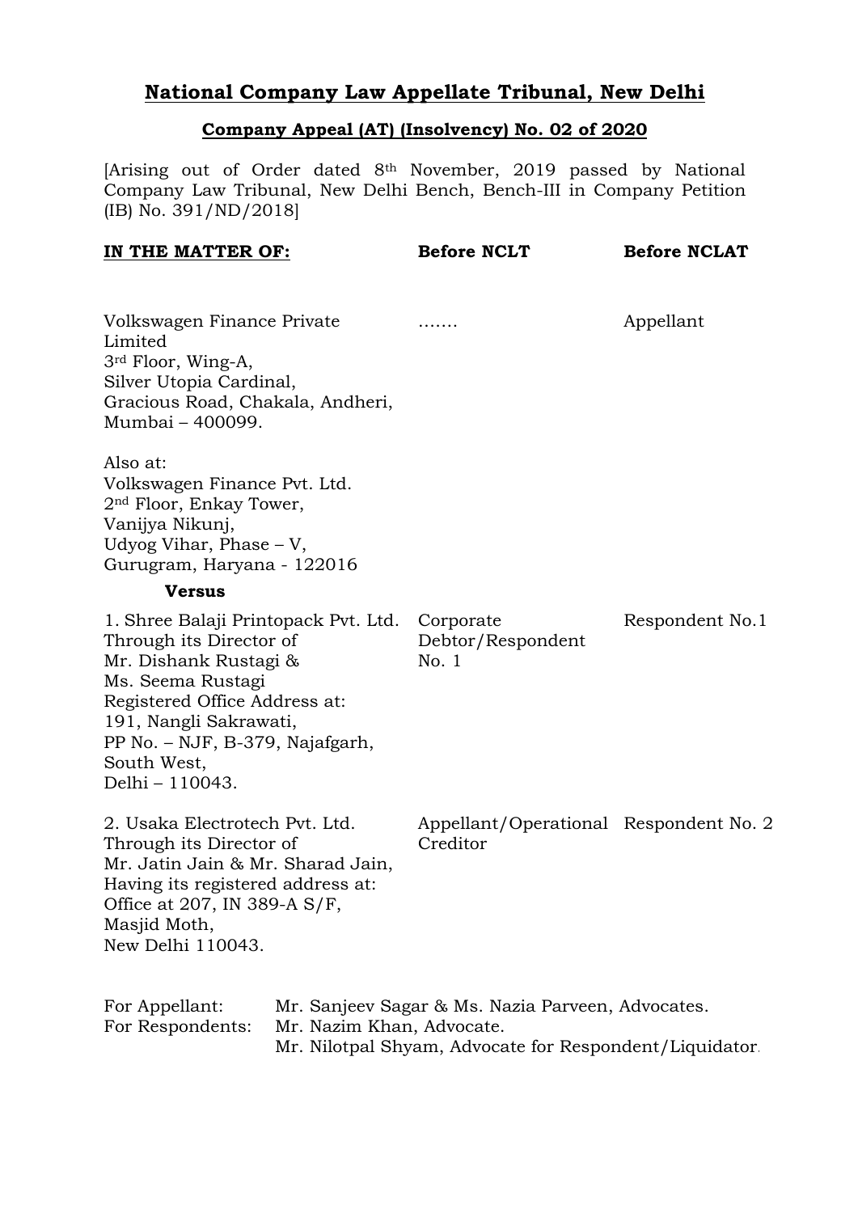# National Company Law Appellate Tribunal, New Delhi

## Company Appeal (AT) (Insolvency) No. 02 of 2020

[Arising out of Order dated 8th November, 2019 passed by National Company Law Tribunal, New Delhi Bench, Bench-III in Company Petition (IB) No. 391/ND/2018]

| **IN THE MATTER OF:** | **Before NCLT** | **Before NCLAT** |
|---|---|---|
| Volkswagen Finance Private Limited<br>3rd Floor, Wing-A,<br>Silver Utopia Cardinal,<br>Gracious Road, Chakala, Andheri,<br>Mumbai – 400099.<br><br>Also at:<br>Volkswagen Finance Pvt. Ltd.<br>2nd Floor, Enkay Tower,<br>Vanijya Nikunj,<br>Udyog Vihar, Phase – V,<br>Gurugram, Haryana - 122016 | ……. | Appellant |
| **Versus** | | |
| 1. Shree Balaji Printopack Pvt. Ltd.<br>Through its Director of<br>Mr. Dishank Rustagi &<br>Ms. Seema Rustagi<br>Registered Office Address at:<br>191, Nangli Sakrawati,<br>PP No. – NJF, B-379, Najafgarh,<br>South West,<br>Delhi – 110043. | Corporate Debtor/Respondent No. 1 | Respondent No.1 |
| 2. Usaka Electrotech Pvt. Ltd.<br>Through its Director of<br>Mr. Jatin Jain & Mr. Sharad Jain,<br>Having its registered address at:<br>Office at 207, IN 389-A S/F,<br>Masjid Moth,<br>New Delhi 110043. | Appellant/Operational Creditor | Respondent No. 2 |

For Appellant: Mr. Sanjeev Sagar & Ms. Nazia Parveen, Advocates.

For Respondents: Mr. Nazim Khan, Advocate.
Mr. Nilotpal Shyam, Advocate for Respondent/Liquidator.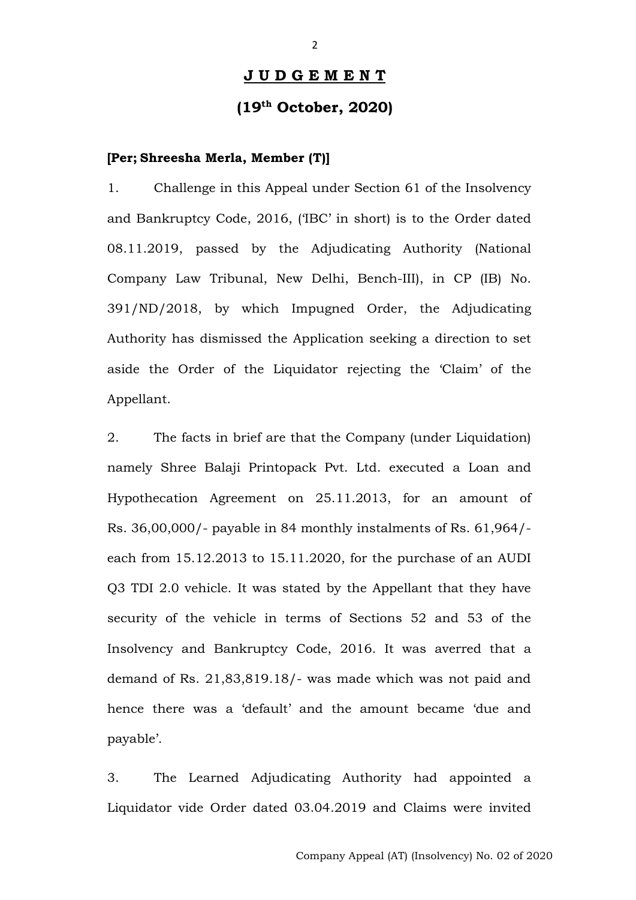# J U D G E M E N T

## (19th October, 2020)

**[Per; Shreesha Merla, Member (T)]**

1. Challenge in this Appeal under Section 61 of the Insolvency and Bankruptcy Code, 2016, ('IBC' in short) is to the Order dated 08.11.2019, passed by the Adjudicating Authority (National Company Law Tribunal, New Delhi, Bench-III), in CP (IB) No. 391/ND/2018, by which Impugned Order, the Adjudicating Authority has dismissed the Application seeking a direction to set aside the Order of the Liquidator rejecting the 'Claim' of the Appellant.

2. The facts in brief are that the Company (under Liquidation) namely Shree Balaji Printopack Pvt. Ltd. executed a Loan and Hypothecation Agreement on 25.11.2013, for an amount of Rs. 36,00,000/- payable in 84 monthly instalments of Rs. 61,964/- each from 15.12.2013 to 15.11.2020, for the purchase of an AUDI Q3 TDI 2.0 vehicle. It was stated by the Appellant that they have security of the vehicle in terms of Sections 52 and 53 of the Insolvency and Bankruptcy Code, 2016. It was averred that a demand of Rs. 21,83,819.18/- was made which was not paid and hence there was a 'default' and the amount became 'due and payable'.

3. The Learned Adjudicating Authority had appointed a Liquidator vide Order dated 03.04.2019 and Claims were invited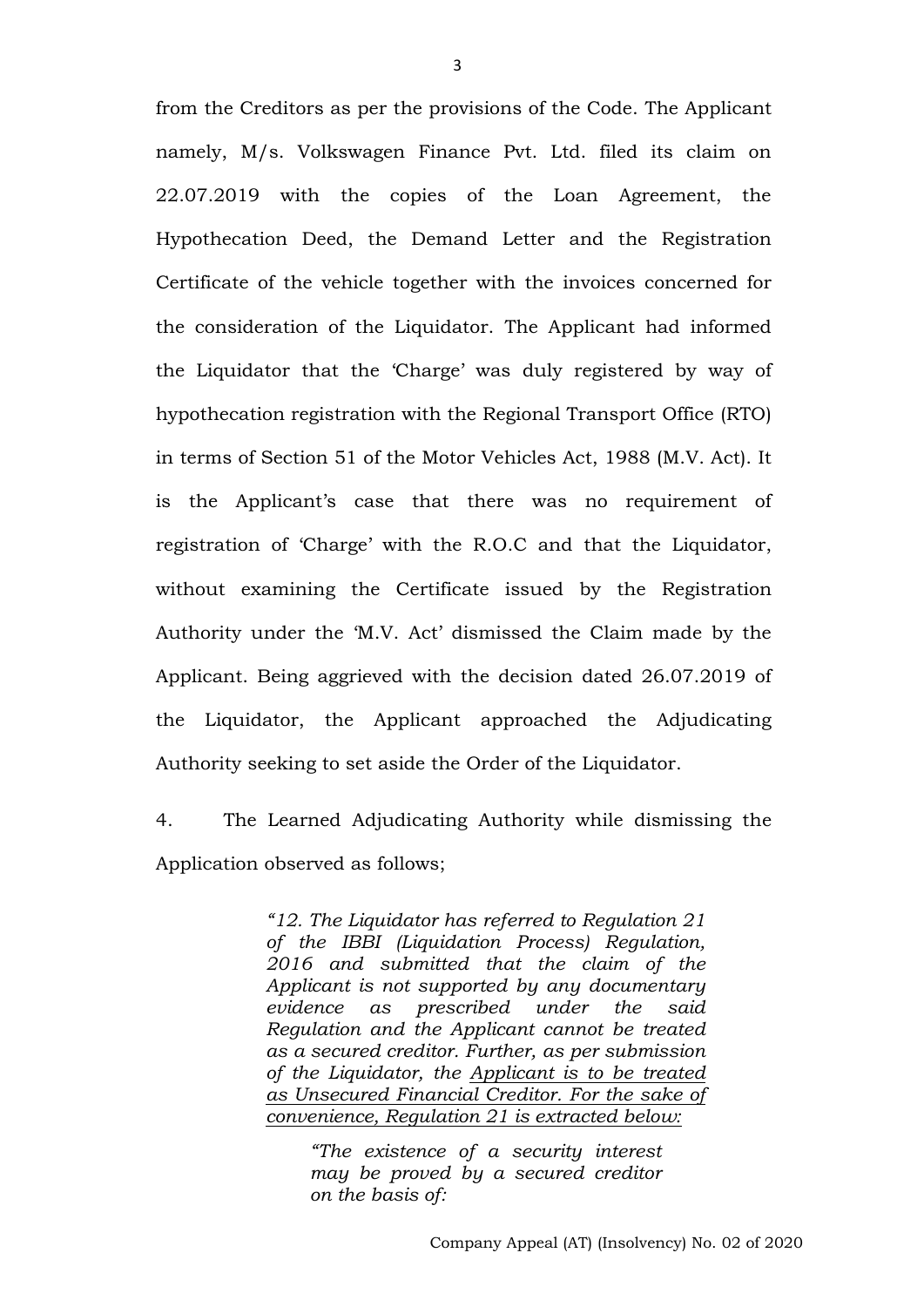from the Creditors as per the provisions of the Code. The Applicant namely, M/s. Volkswagen Finance Pvt. Ltd. filed its claim on 22.07.2019 with the copies of the Loan Agreement, the Hypothecation Deed, the Demand Letter and the Registration Certificate of the vehicle together with the invoices concerned for the consideration of the Liquidator. The Applicant had informed the Liquidator that the 'Charge' was duly registered by way of hypothecation registration with the Regional Transport Office (RTO) in terms of Section 51 of the Motor Vehicles Act, 1988 (M.V. Act). It is the Applicant's case that there was no requirement of registration of 'Charge' with the R.O.C and that the Liquidator, without examining the Certificate issued by the Registration Authority under the 'M.V. Act' dismissed the Claim made by the Applicant. Being aggrieved with the decision dated 26.07.2019 of the Liquidator, the Applicant approached the Adjudicating Authority seeking to set aside the Order of the Liquidator.

4. The Learned Adjudicating Authority while dismissing the Application observed as follows;

> *"12. The Liquidator has referred to Regulation 21 of the IBBI (Liquidation Process) Regulation, 2016 and submitted that the claim of the Applicant is not supported by any documentary evidence as prescribed under the said Regulation and the Applicant cannot be treated as a secured creditor. Further, as per submission of the Liquidator, the <u>Applicant is to be treated as Unsecured Financial Creditor. For the sake of convenience, Regulation 21 is extracted below:</u>*
>
> > *"The existence of a security interest may be proved by a secured creditor on the basis of:*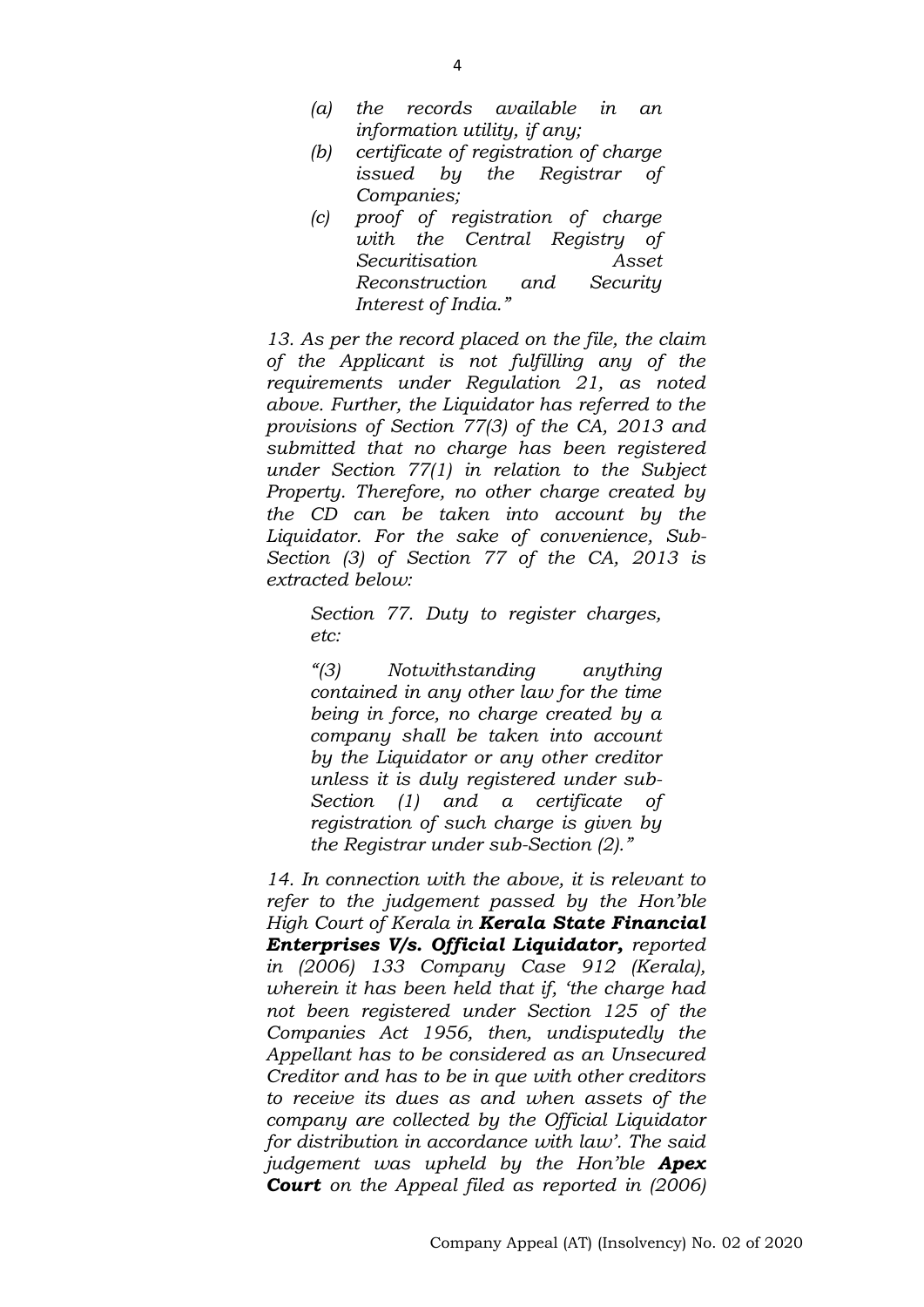*(a) the records available in an information utility, if any;*

*(b) certificate of registration of charge issued by the Registrar of Companies;*

*(c) proof of registration of charge with the Central Registry of Securitisation Asset Reconstruction and Security Interest of India."*

*13. As per the record placed on the file, the claim of the Applicant is not fulfilling any of the requirements under Regulation 21, as noted above. Further, the Liquidator has referred to the provisions of Section 77(3) of the CA, 2013 and submitted that no charge has been registered under Section 77(1) in relation to the Subject Property. Therefore, no other charge created by the CD can be taken into account by the Liquidator. For the sake of convenience, Sub-Section (3) of Section 77 of the CA, 2013 is extracted below:*

> *Section 77. Duty to register charges, etc:*
>
> *"(3) Notwithstanding anything contained in any other law for the time being in force, no charge created by a company shall be taken into account by the Liquidator or any other creditor unless it is duly registered under sub-Section (1) and a certificate of registration of such charge is given by the Registrar under sub-Section (2)."*

*14. In connection with the above, it is relevant to refer to the judgement passed by the Hon'ble High Court of Kerala in **Kerala State Financial Enterprises V/s. Official Liquidator,** reported in (2006) 133 Company Case 912 (Kerala), wherein it has been held that if, 'the charge had not been registered under Section 125 of the Companies Act 1956, then, undisputedly the Appellant has to be considered as an Unsecured Creditor and has to be in que with other creditors to receive its dues as and when assets of the company are collected by the Official Liquidator for distribution in accordance with law'. The said judgement was upheld by the Hon'ble **Apex Court** on the Appeal filed as reported in (2006)*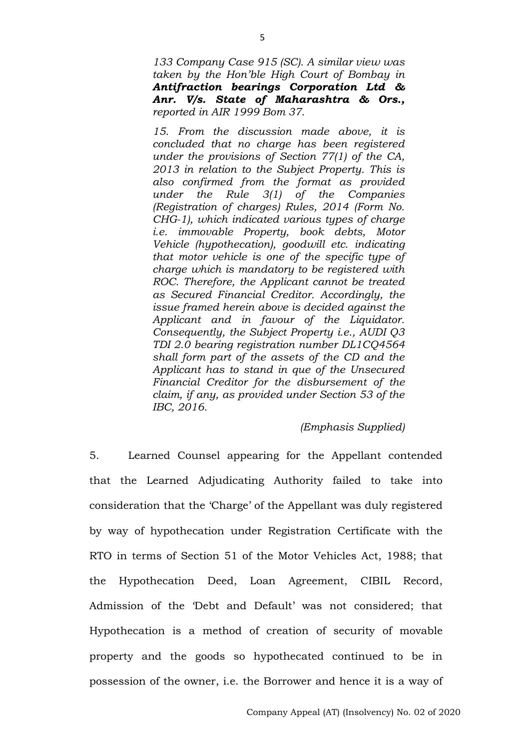*133 Company Case 915 (SC). A similar view was taken by the Hon'ble High Court of Bombay in **Antifraction bearings Corporation Ltd & Anr. V/s. State of Maharashtra & Ors.,** reported in AIR 1999 Bom 37.*

*15. From the discussion made above, it is concluded that no charge has been registered under the provisions of Section 77(1) of the CA, 2013 in relation to the Subject Property. This is also confirmed from the format as provided under the Rule 3(1) of the Companies (Registration of charges) Rules, 2014 (Form No. CHG-1), which indicated various types of charge i.e. immovable Property, book debts, Motor Vehicle (hypothecation), goodwill etc. indicating that motor vehicle is one of the specific type of charge which is mandatory to be registered with ROC. Therefore, the Applicant cannot be treated as Secured Financial Creditor. Accordingly, the issue framed herein above is decided against the Applicant and in favour of the Liquidator. Consequently, the Subject Property i.e., AUDI Q3 TDI 2.0 bearing registration number DL1CQ4564 shall form part of the assets of the CD and the Applicant has to stand in que of the Unsecured Financial Creditor for the disbursement of the claim, if any, as provided under Section 53 of the IBC, 2016.*

*(Emphasis Supplied)*

5. Learned Counsel appearing for the Appellant contended that the Learned Adjudicating Authority failed to take into consideration that the 'Charge' of the Appellant was duly registered by way of hypothecation under Registration Certificate with the RTO in terms of Section 51 of the Motor Vehicles Act, 1988; that the Hypothecation Deed, Loan Agreement, CIBIL Record, Admission of the 'Debt and Default' was not considered; that Hypothecation is a method of creation of security of movable property and the goods so hypothecated continued to be in possession of the owner, i.e. the Borrower and hence it is a way of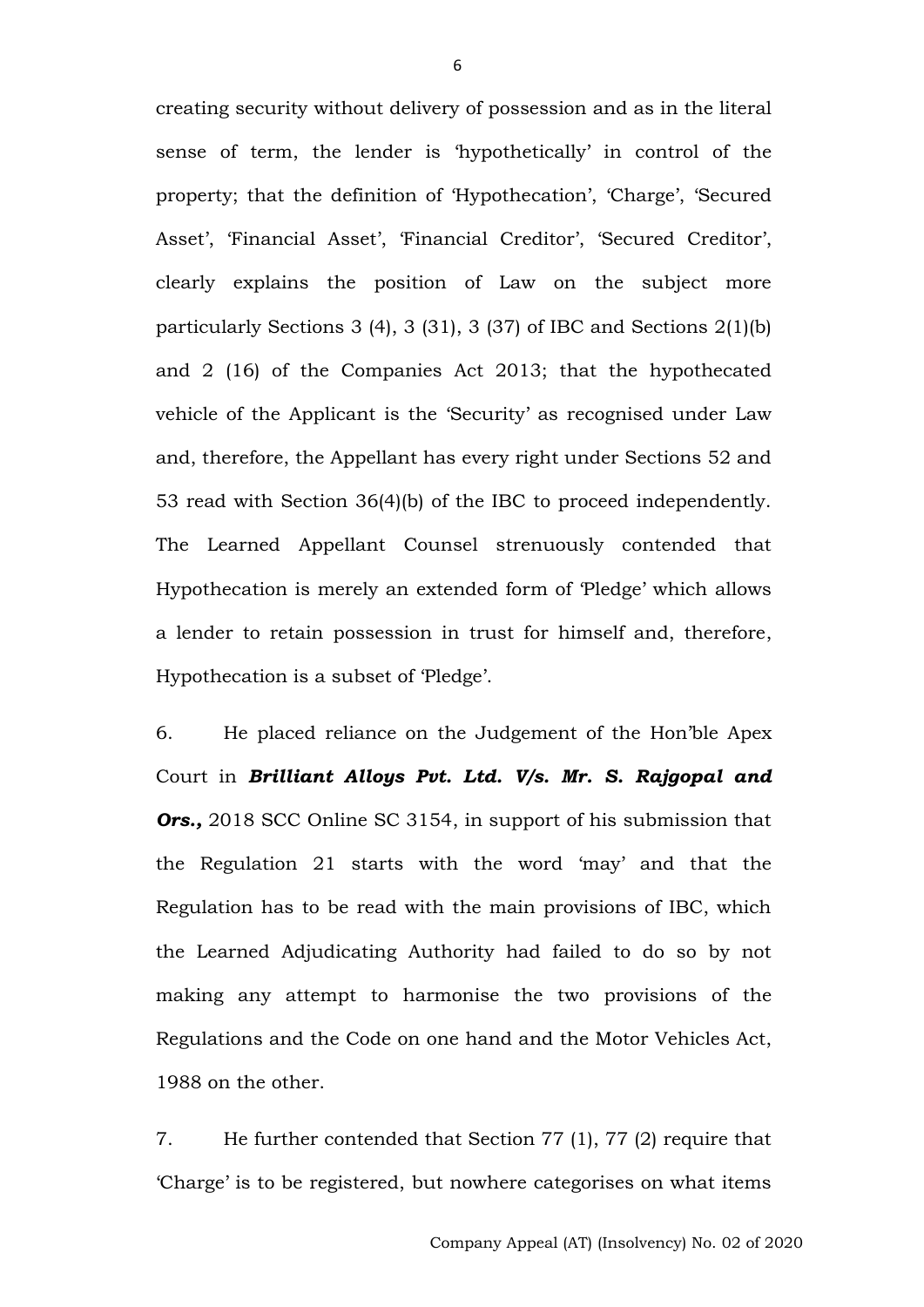creating security without delivery of possession and as in the literal sense of term, the lender is 'hypothetically' in control of the property; that the definition of 'Hypothecation', 'Charge', 'Secured Asset', 'Financial Asset', 'Financial Creditor', 'Secured Creditor', clearly explains the position of Law on the subject more particularly Sections 3 (4), 3 (31), 3 (37) of IBC and Sections 2(1)(b) and 2 (16) of the Companies Act 2013; that the hypothecated vehicle of the Applicant is the 'Security' as recognised under Law and, therefore, the Appellant has every right under Sections 52 and 53 read with Section 36(4)(b) of the IBC to proceed independently. The Learned Appellant Counsel strenuously contended that Hypothecation is merely an extended form of 'Pledge' which allows a lender to retain possession in trust for himself and, therefore, Hypothecation is a subset of 'Pledge'.

6. He placed reliance on the Judgement of the Hon'ble Apex Court in ***Brilliant Alloys Pvt. Ltd. V/s. Mr. S. Rajgopal and Ors.,*** 2018 SCC Online SC 3154, in support of his submission that the Regulation 21 starts with the word 'may' and that the Regulation has to be read with the main provisions of IBC, which the Learned Adjudicating Authority had failed to do so by not making any attempt to harmonise the two provisions of the Regulations and the Code on one hand and the Motor Vehicles Act, 1988 on the other.

7. He further contended that Section 77 (1), 77 (2) require that 'Charge' is to be registered, but nowhere categorises on what items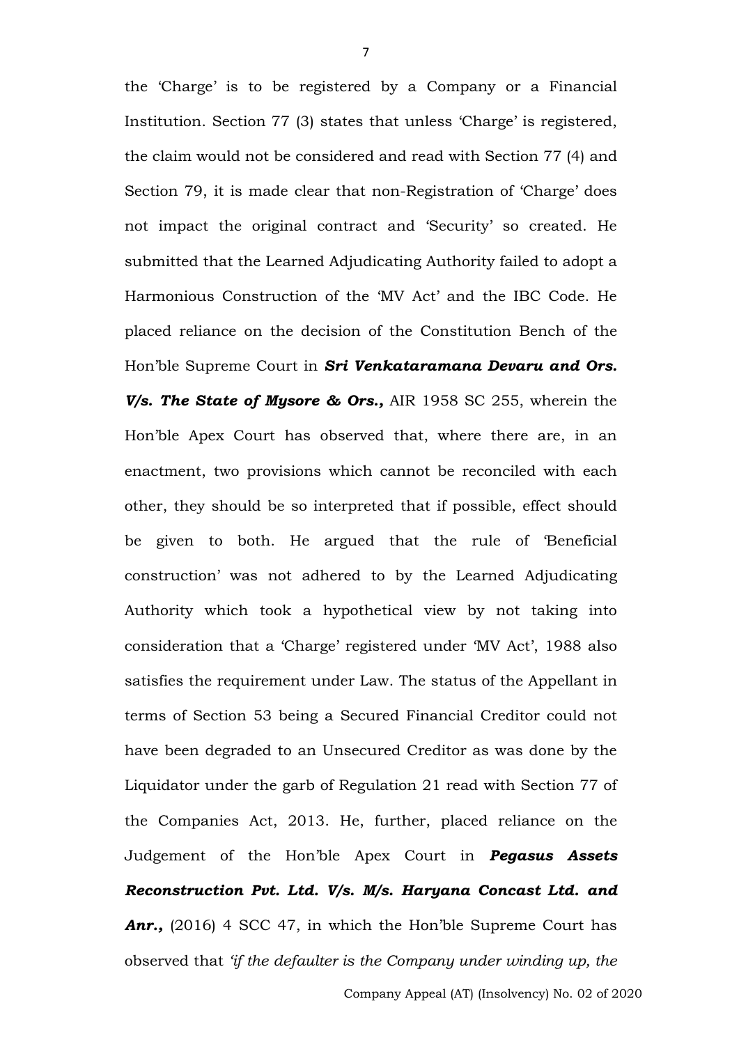the 'Charge' is to be registered by a Company or a Financial Institution. Section 77 (3) states that unless 'Charge' is registered, the claim would not be considered and read with Section 77 (4) and Section 79, it is made clear that non-Registration of 'Charge' does not impact the original contract and 'Security' so created. He submitted that the Learned Adjudicating Authority failed to adopt a Harmonious Construction of the 'MV Act' and the IBC Code. He placed reliance on the decision of the Constitution Bench of the Hon'ble Supreme Court in ***Sri Venkataramana Devaru and Ors. V/s. The State of Mysore & Ors.,*** AIR 1958 SC 255, wherein the Hon'ble Apex Court has observed that, where there are, in an enactment, two provisions which cannot be reconciled with each other, they should be so interpreted that if possible, effect should be given to both. He argued that the rule of 'Beneficial construction' was not adhered to by the Learned Adjudicating Authority which took a hypothetical view by not taking into consideration that a 'Charge' registered under 'MV Act', 1988 also satisfies the requirement under Law. The status of the Appellant in terms of Section 53 being a Secured Financial Creditor could not have been degraded to an Unsecured Creditor as was done by the Liquidator under the garb of Regulation 21 read with Section 77 of the Companies Act, 2013. He, further, placed reliance on the Judgement of the Hon'ble Apex Court in ***Pegasus Assets Reconstruction Pvt. Ltd. V/s. M/s. Haryana Concast Ltd. and Anr.,*** (2016) 4 SCC 47, in which the Hon'ble Supreme Court has observed that *'if the defaulter is the Company under winding up, the*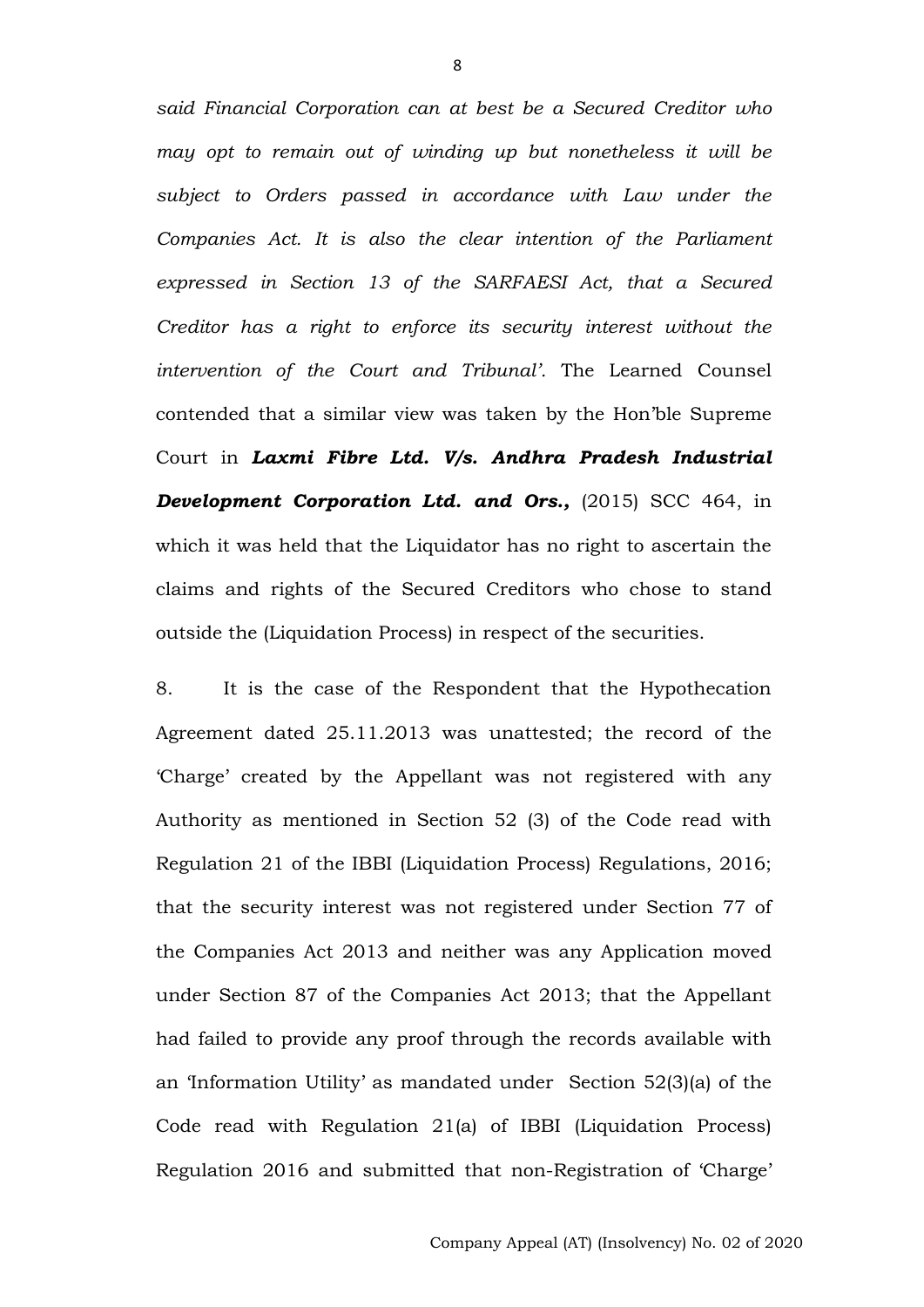*said Financial Corporation can at best be a Secured Creditor who may opt to remain out of winding up but nonetheless it will be subject to Orders passed in accordance with Law under the Companies Act. It is also the clear intention of the Parliament expressed in Section 13 of the SARFAESI Act, that a Secured Creditor has a right to enforce its security interest without the intervention of the Court and Tribunal'.* The Learned Counsel contended that a similar view was taken by the Hon'ble Supreme Court in ***Laxmi Fibre Ltd. V/s. Andhra Pradesh Industrial Development Corporation Ltd. and Ors.,*** (2015) SCC 464, in which it was held that the Liquidator has no right to ascertain the claims and rights of the Secured Creditors who chose to stand outside the (Liquidation Process) in respect of the securities.

8. It is the case of the Respondent that the Hypothecation Agreement dated 25.11.2013 was unattested; the record of the 'Charge' created by the Appellant was not registered with any Authority as mentioned in Section 52 (3) of the Code read with Regulation 21 of the IBBI (Liquidation Process) Regulations, 2016; that the security interest was not registered under Section 77 of the Companies Act 2013 and neither was any Application moved under Section 87 of the Companies Act 2013; that the Appellant had failed to provide any proof through the records available with an 'Information Utility' as mandated under Section 52(3)(a) of the Code read with Regulation 21(a) of IBBI (Liquidation Process) Regulation 2016 and submitted that non-Registration of 'Charge'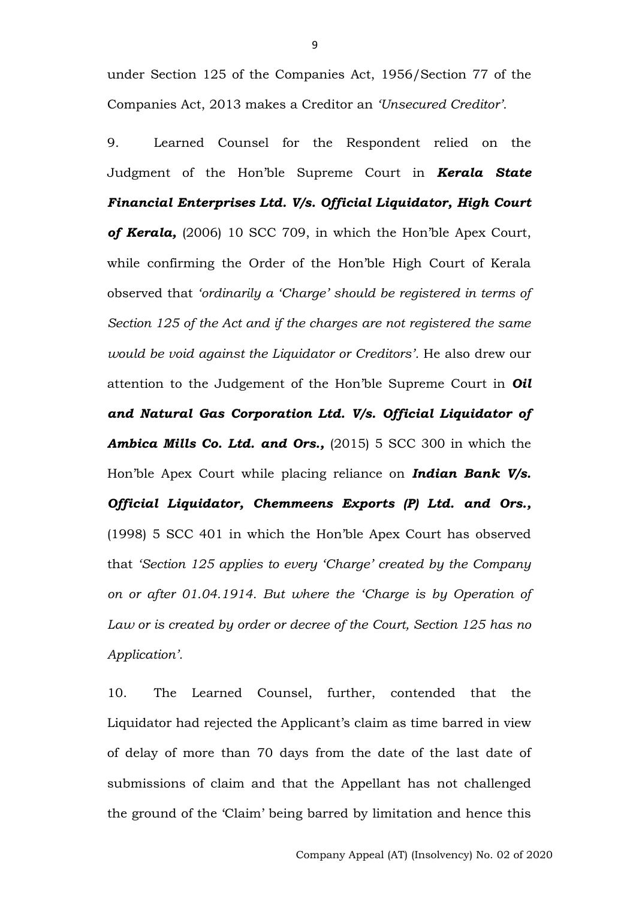under Section 125 of the Companies Act, 1956/Section 77 of the Companies Act, 2013 makes a Creditor an *'Unsecured Creditor'*.

9. Learned Counsel for the Respondent relied on the Judgment of the Hon'ble Supreme Court in ***Kerala State Financial Enterprises Ltd. V/s. Official Liquidator, High Court of Kerala,*** (2006) 10 SCC 709, in which the Hon'ble Apex Court, while confirming the Order of the Hon'ble High Court of Kerala observed that *'ordinarily a 'Charge' should be registered in terms of Section 125 of the Act and if the charges are not registered the same would be void against the Liquidator or Creditors'*. He also drew our attention to the Judgement of the Hon'ble Supreme Court in ***Oil and Natural Gas Corporation Ltd. V/s. Official Liquidator of Ambica Mills Co. Ltd. and Ors.,*** (2015) 5 SCC 300 in which the Hon'ble Apex Court while placing reliance on ***Indian Bank V/s. Official Liquidator, Chemmeens Exports (P) Ltd. and Ors.,*** (1998) 5 SCC 401 in which the Hon'ble Apex Court has observed that *'Section 125 applies to every 'Charge' created by the Company on or after 01.04.1914. But where the 'Charge is by Operation of Law or is created by order or decree of the Court, Section 125 has no Application'*.

10. The Learned Counsel, further, contended that the Liquidator had rejected the Applicant's claim as time barred in view of delay of more than 70 days from the date of the last date of submissions of claim and that the Appellant has not challenged the ground of the 'Claim' being barred by limitation and hence this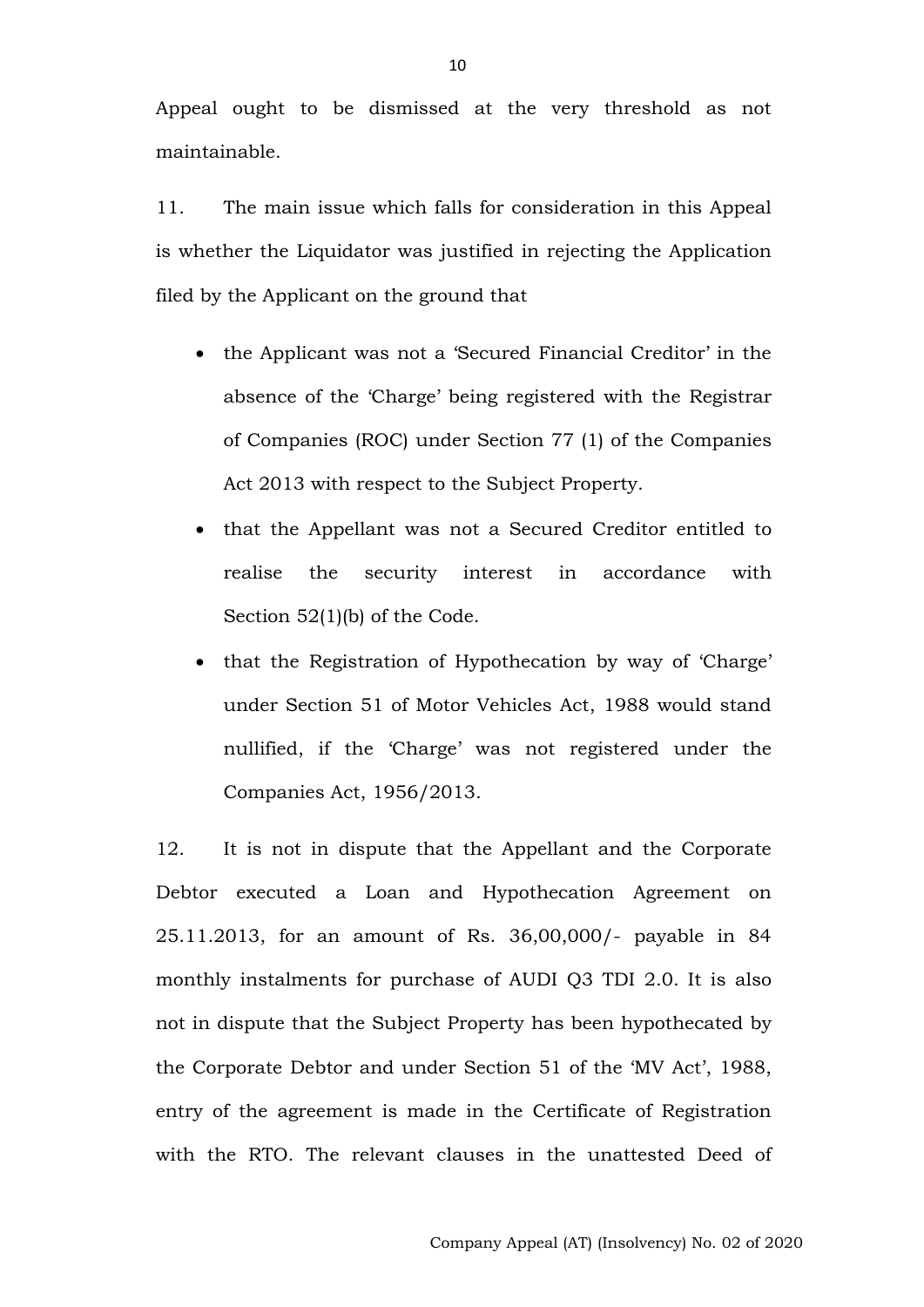Appeal ought to be dismissed at the very threshold as not maintainable.

11. The main issue which falls for consideration in this Appeal is whether the Liquidator was justified in rejecting the Application filed by the Applicant on the ground that

- the Applicant was not a 'Secured Financial Creditor' in the absence of the 'Charge' being registered with the Registrar of Companies (ROC) under Section 77 (1) of the Companies Act 2013 with respect to the Subject Property.
- that the Appellant was not a Secured Creditor entitled to realise the security interest in accordance with Section 52(1)(b) of the Code.
- that the Registration of Hypothecation by way of 'Charge' under Section 51 of Motor Vehicles Act, 1988 would stand nullified, if the 'Charge' was not registered under the Companies Act, 1956/2013.

12. It is not in dispute that the Appellant and the Corporate Debtor executed a Loan and Hypothecation Agreement on 25.11.2013, for an amount of Rs. 36,00,000/- payable in 84 monthly instalments for purchase of AUDI Q3 TDI 2.0. It is also not in dispute that the Subject Property has been hypothecated by the Corporate Debtor and under Section 51 of the 'MV Act', 1988, entry of the agreement is made in the Certificate of Registration with the RTO. The relevant clauses in the unattested Deed of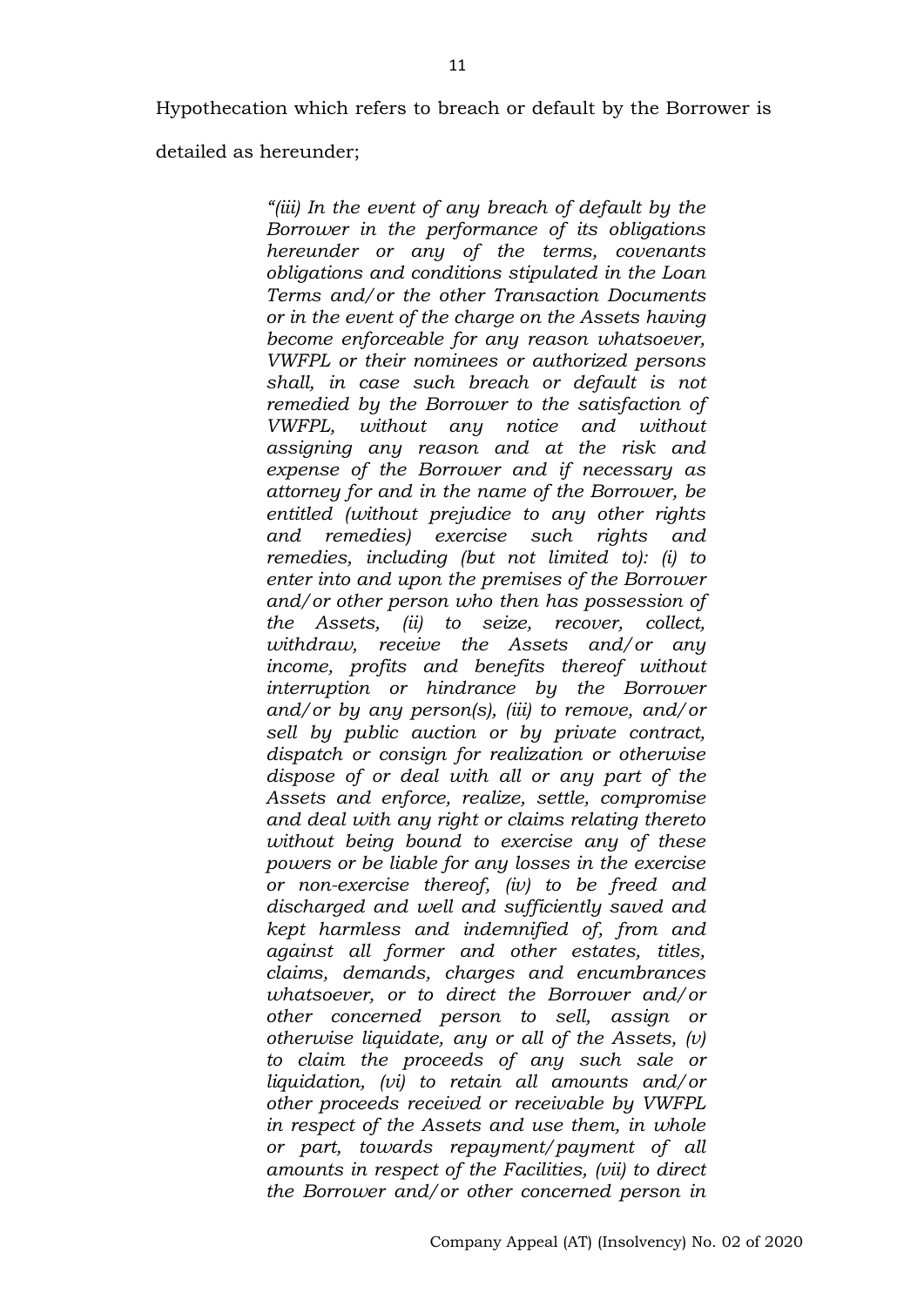Hypothecation which refers to breach or default by the Borrower is detailed as hereunder;

> *"(iii) In the event of any breach of default by the Borrower in the performance of its obligations hereunder or any of the terms, covenants obligations and conditions stipulated in the Loan Terms and/or the other Transaction Documents or in the event of the charge on the Assets having become enforceable for any reason whatsoever, VWFPL or their nominees or authorized persons shall, in case such breach or default is not remedied by the Borrower to the satisfaction of VWFPL, without any notice and without assigning any reason and at the risk and expense of the Borrower and if necessary as attorney for and in the name of the Borrower, be entitled (without prejudice to any other rights and remedies) exercise such rights and remedies, including (but not limited to): (i) to enter into and upon the premises of the Borrower and/or other person who then has possession of the Assets, (ii) to seize, recover, collect, withdraw, receive the Assets and/or any income, profits and benefits thereof without interruption or hindrance by the Borrower and/or by any person(s), (iii) to remove, and/or sell by public auction or by private contract, dispatch or consign for realization or otherwise dispose of or deal with all or any part of the Assets and enforce, realize, settle, compromise and deal with any right or claims relating thereto without being bound to exercise any of these powers or be liable for any losses in the exercise or non-exercise thereof, (iv) to be freed and discharged and well and sufficiently saved and kept harmless and indemnified of, from and against all former and other estates, titles, claims, demands, charges and encumbrances whatsoever, or to direct the Borrower and/or other concerned person to sell, assign or otherwise liquidate, any or all of the Assets, (v) to claim the proceeds of any such sale or liquidation, (vi) to retain all amounts and/or other proceeds received or receivable by VWFPL in respect of the Assets and use them, in whole or part, towards repayment/payment of all amounts in respect of the Facilities, (vii) to direct the Borrower and/or other concerned person in*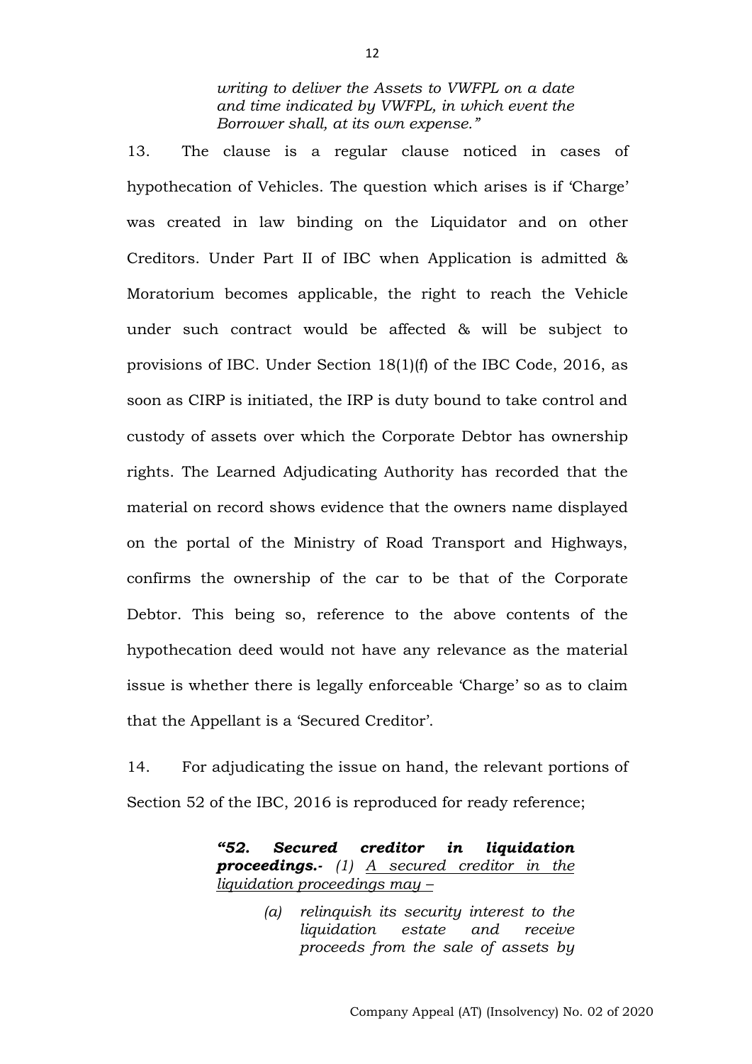> *writing to deliver the Assets to VWFPL on a date and time indicated by VWFPL, in which event the Borrower shall, at its own expense."*

13. The clause is a regular clause noticed in cases of hypothecation of Vehicles. The question which arises is if 'Charge' was created in law binding on the Liquidator and on other Creditors. Under Part II of IBC when Application is admitted & Moratorium becomes applicable, the right to reach the Vehicle under such contract would be affected & will be subject to provisions of IBC. Under Section 18(1)(f) of the IBC Code, 2016, as soon as CIRP is initiated, the IRP is duty bound to take control and custody of assets over which the Corporate Debtor has ownership rights. The Learned Adjudicating Authority has recorded that the material on record shows evidence that the owners name displayed on the portal of the Ministry of Road Transport and Highways, confirms the ownership of the car to be that of the Corporate Debtor. This being so, reference to the above contents of the hypothecation deed would not have any relevance as the material issue is whether there is legally enforceable 'Charge' so as to claim that the Appellant is a 'Secured Creditor'.

14. For adjudicating the issue on hand, the relevant portions of Section 52 of the IBC, 2016 is reproduced for ready reference;

> ***"52. Secured creditor in liquidation proceedings.-*** *(1) <u>A secured creditor in the liquidation proceedings may –</u>*
>
> > *(a) relinquish its security interest to the liquidation estate and receive proceeds from the sale of assets by*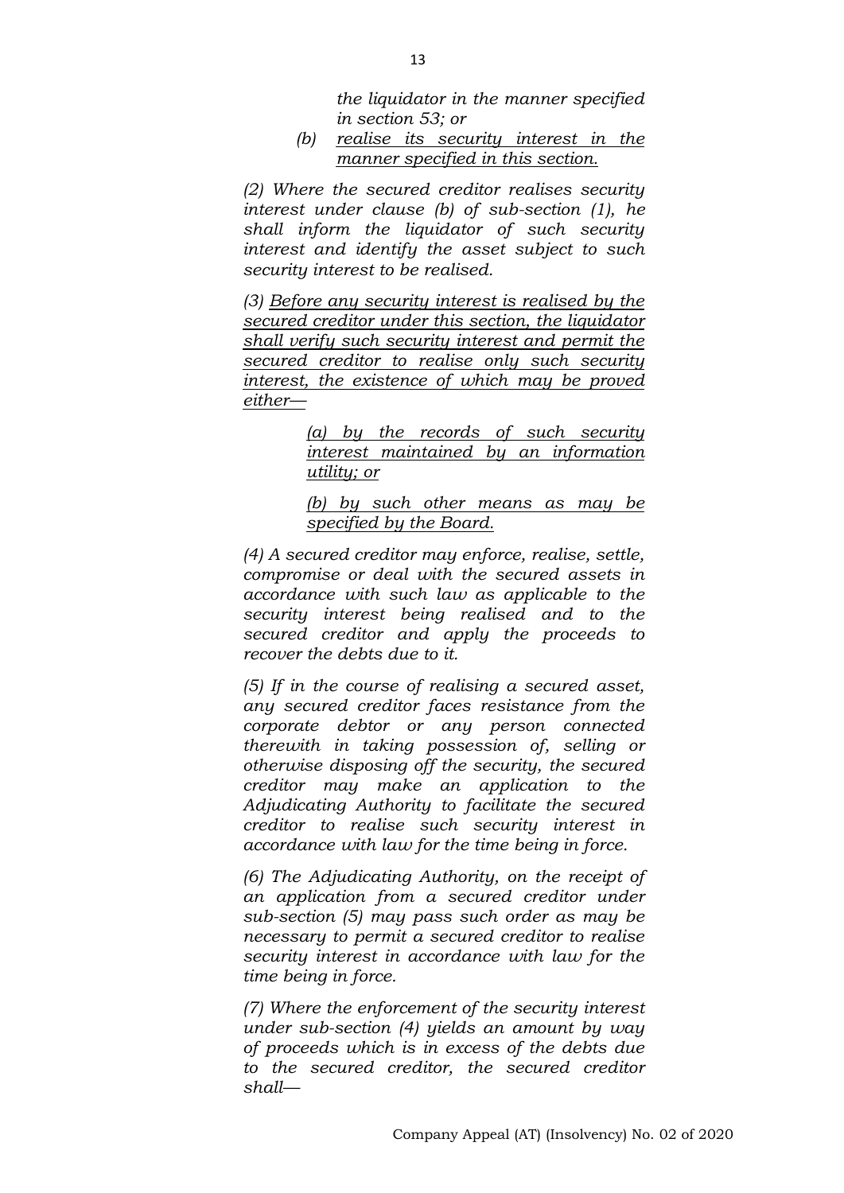*the liquidator in the manner specified in section 53; or*

*(b) <u>realise its security interest in the manner specified in this section.</u>*

*(2) Where the secured creditor realises security interest under clause (b) of sub-section (1), he shall inform the liquidator of such security interest and identify the asset subject to such security interest to be realised.*

*(3) <u>Before any security interest is realised by the secured creditor under this section, the liquidator shall verify such security interest and permit the secured creditor to realise only such security interest, the existence of which may be proved either—</u>*

*<u>(a) by the records of such security interest maintained by an information utility; or</u>*

*<u>(b) by such other means as may be specified by the Board.</u>*

*(4) A secured creditor may enforce, realise, settle, compromise or deal with the secured assets in accordance with such law as applicable to the security interest being realised and to the secured creditor and apply the proceeds to recover the debts due to it.*

*(5) If in the course of realising a secured asset, any secured creditor faces resistance from the corporate debtor or any person connected therewith in taking possession of, selling or otherwise disposing off the security, the secured creditor may make an application to the Adjudicating Authority to facilitate the secured creditor to realise such security interest in accordance with law for the time being in force.*

*(6) The Adjudicating Authority, on the receipt of an application from a secured creditor under sub-section (5) may pass such order as may be necessary to permit a secured creditor to realise security interest in accordance with law for the time being in force.*

*(7) Where the enforcement of the security interest under sub-section (4) yields an amount by way of proceeds which is in excess of the debts due to the secured creditor, the secured creditor shall—*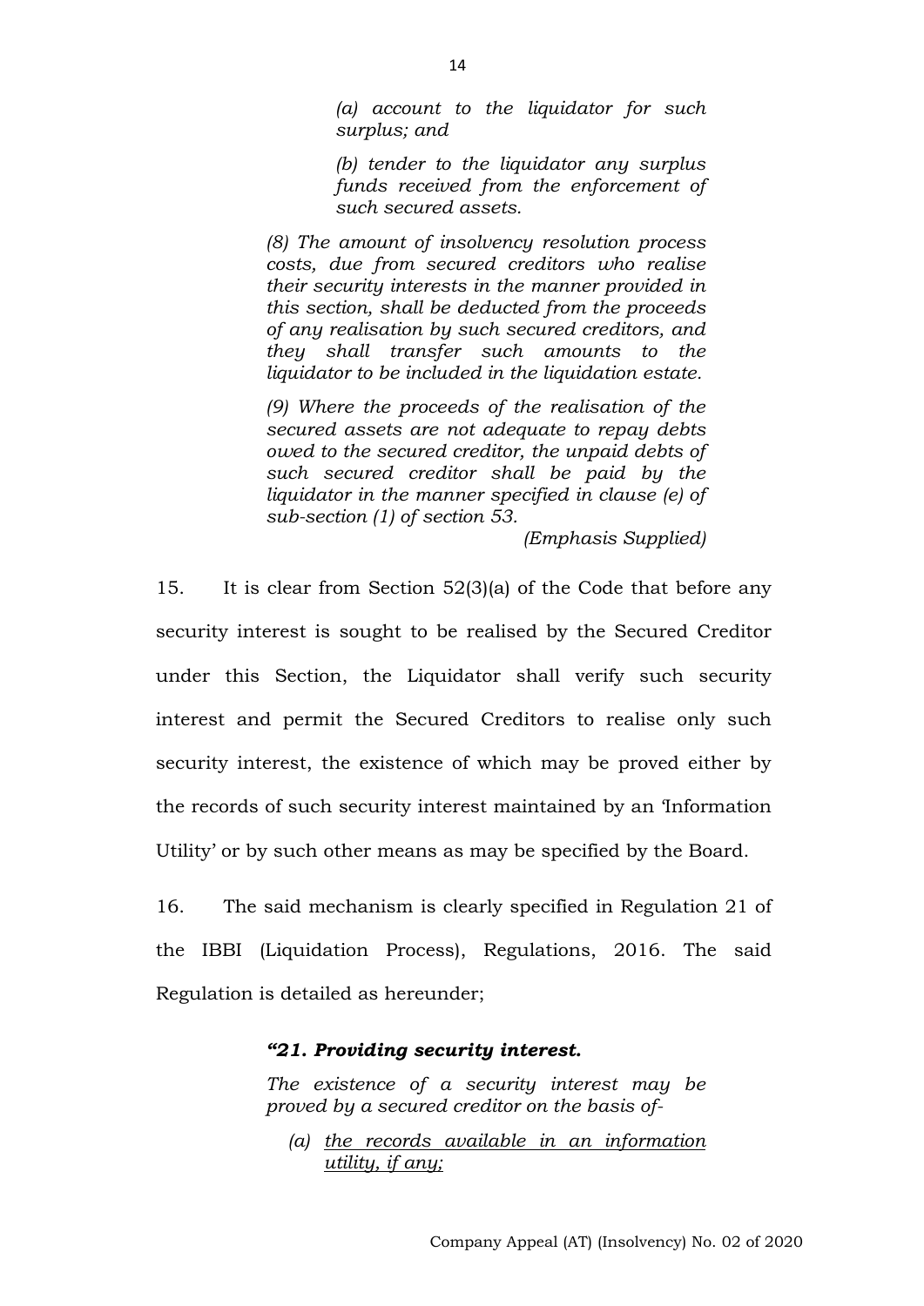> *(a) account to the liquidator for such surplus; and*
>
> *(b) tender to the liquidator any surplus funds received from the enforcement of such secured assets.*

> *(8) The amount of insolvency resolution process costs, due from secured creditors who realise their security interests in the manner provided in this section, shall be deducted from the proceeds of any realisation by such secured creditors, and they shall transfer such amounts to the liquidator to be included in the liquidation estate.*
>
> *(9) Where the proceeds of the realisation of the secured assets are not adequate to repay debts owed to the secured creditor, the unpaid debts of such secured creditor shall be paid by the liquidator in the manner specified in clause (e) of sub-section (1) of section 53.*
>
> *(Emphasis Supplied)*

15. It is clear from Section 52(3)(a) of the Code that before any security interest is sought to be realised by the Secured Creditor under this Section, the Liquidator shall verify such security interest and permit the Secured Creditors to realise only such security interest, the existence of which may be proved either by the records of such security interest maintained by an 'Information Utility' or by such other means as may be specified by the Board.

16. The said mechanism is clearly specified in Regulation 21 of the IBBI (Liquidation Process), Regulations, 2016. The said Regulation is detailed as hereunder;

> ***"21. Providing security interest.***
>
> *The existence of a security interest may be proved by a secured creditor on the basis of-*
>
> *(a) <u>the records available in an information utility, if any;</u>*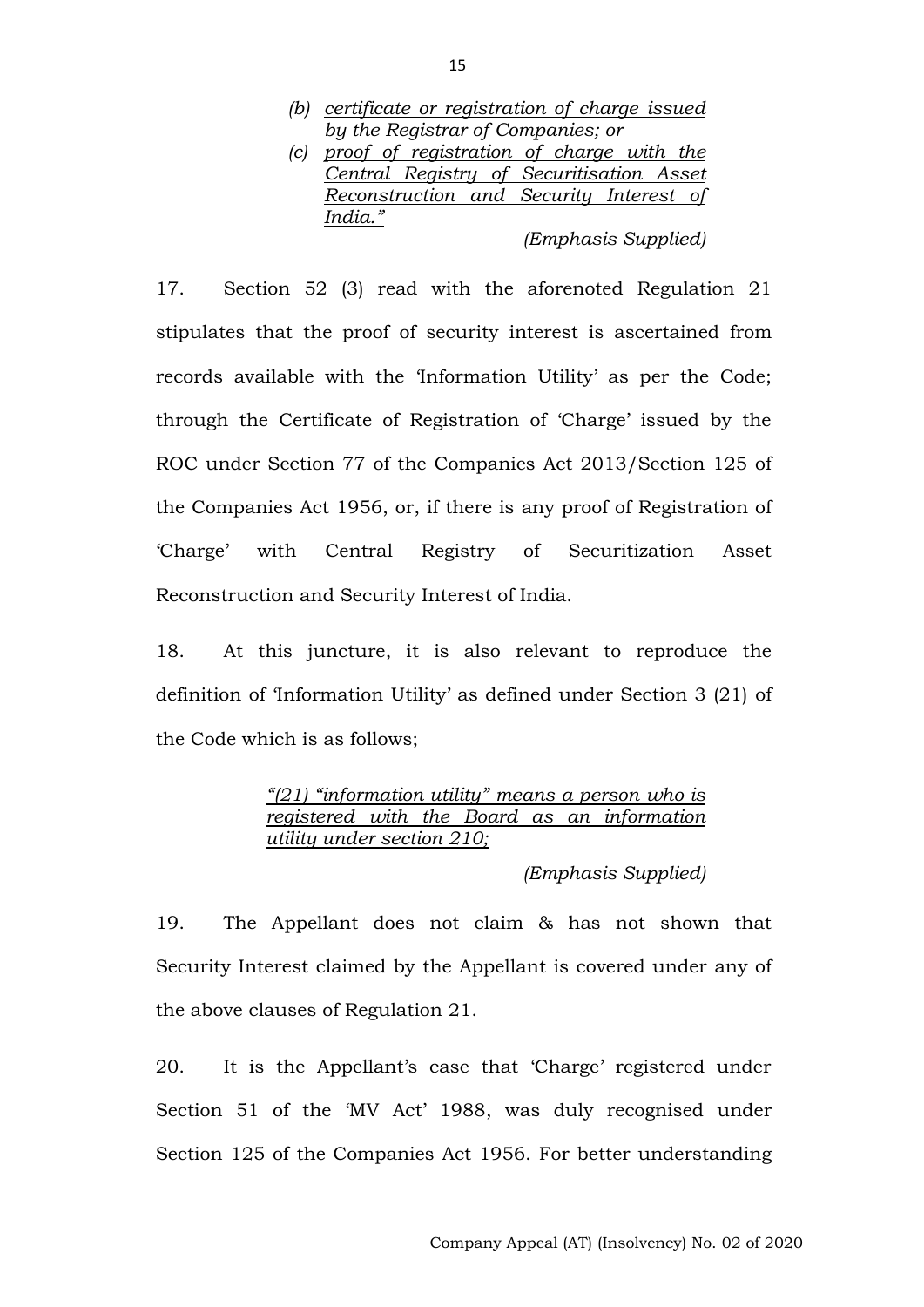> (b) *<u>certificate or registration of charge issued by the Registrar of Companies; or</u>*
>
> (c) *<u>proof of registration of charge with the Central Registry of Securitisation Asset Reconstruction and Security Interest of India."</u>*
>
> *(Emphasis Supplied)*

17. Section 52 (3) read with the aforenoted Regulation 21 stipulates that the proof of security interest is ascertained from records available with the 'Information Utility' as per the Code; through the Certificate of Registration of 'Charge' issued by the ROC under Section 77 of the Companies Act 2013/Section 125 of the Companies Act 1956, or, if there is any proof of Registration of 'Charge' with Central Registry of Securitization Asset Reconstruction and Security Interest of India.

18. At this juncture, it is also relevant to reproduce the definition of 'Information Utility' as defined under Section 3 (21) of the Code which is as follows;

> *<u>"(21) "information utility" means a person who is registered with the Board as an information utility under section 210;</u>*
>
> *(Emphasis Supplied)*

19. The Appellant does not claim & has not shown that Security Interest claimed by the Appellant is covered under any of the above clauses of Regulation 21.

20. It is the Appellant's case that 'Charge' registered under Section 51 of the 'MV Act' 1988, was duly recognised under Section 125 of the Companies Act 1956. For better understanding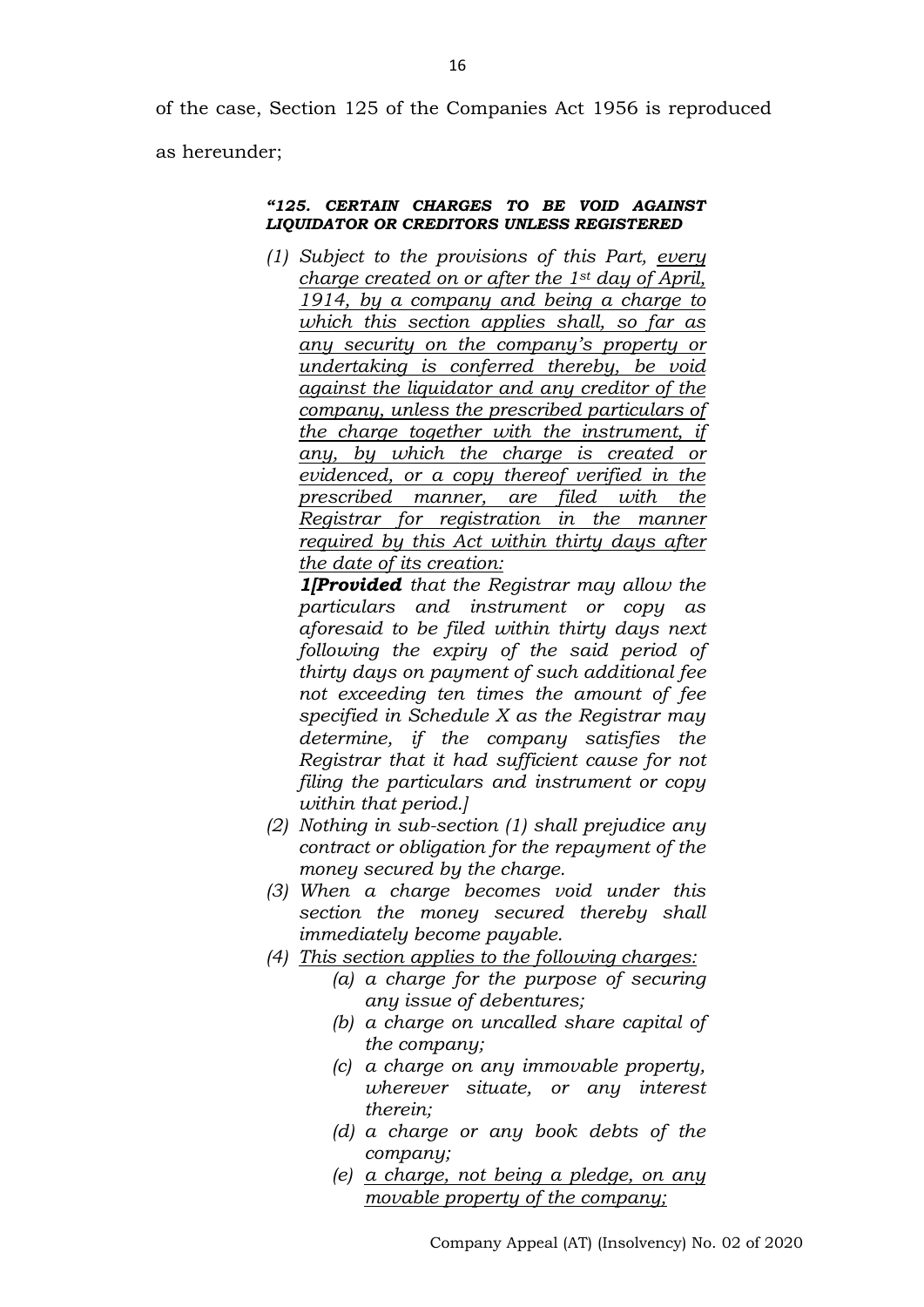of the case, Section 125 of the Companies Act 1956 is reproduced as hereunder;

> ***"125. CERTAIN CHARGES TO BE VOID AGAINST LIQUIDATOR OR CREDITORS UNLESS REGISTERED***
>
> *(1) Subject to the provisions of this Part, <u>every charge created on or after the 1st day of April, 1914, by a company and being a charge to which this section applies shall, so far as any security on the company's property or undertaking is conferred thereby, be void against the liquidator and any creditor of the company, unless the prescribed particulars of the charge together with the instrument, if any, by which the charge is created or evidenced, or a copy thereof verified in the prescribed manner, are filed with the Registrar for registration in the manner required by this Act within thirty days after the date of its creation:</u>*
>
> ***1[Provided*** *that the Registrar may allow the particulars and instrument or copy as aforesaid to be filed within thirty days next following the expiry of the said period of thirty days on payment of such additional fee not exceeding ten times the amount of fee specified in Schedule X as the Registrar may determine, if the company satisfies the Registrar that it had sufficient cause for not filing the particulars and instrument or copy within that period.]*
>
> *(2) Nothing in sub-section (1) shall prejudice any contract or obligation for the repayment of the money secured by the charge.*
>
> *(3) When a charge becomes void under this section the money secured thereby shall immediately become payable.*
>
> *(4) <u>This section applies to the following charges:</u>*
>
> *(a) a charge for the purpose of securing any issue of debentures;*
>
> *(b) a charge on uncalled share capital of the company;*
>
> *(c) a charge on any immovable property, wherever situate, or any interest therein;*
>
> *(d) a charge or any book debts of the company;*
>
> *(e) <u>a charge, not being a pledge, on any movable property of the company;</u>*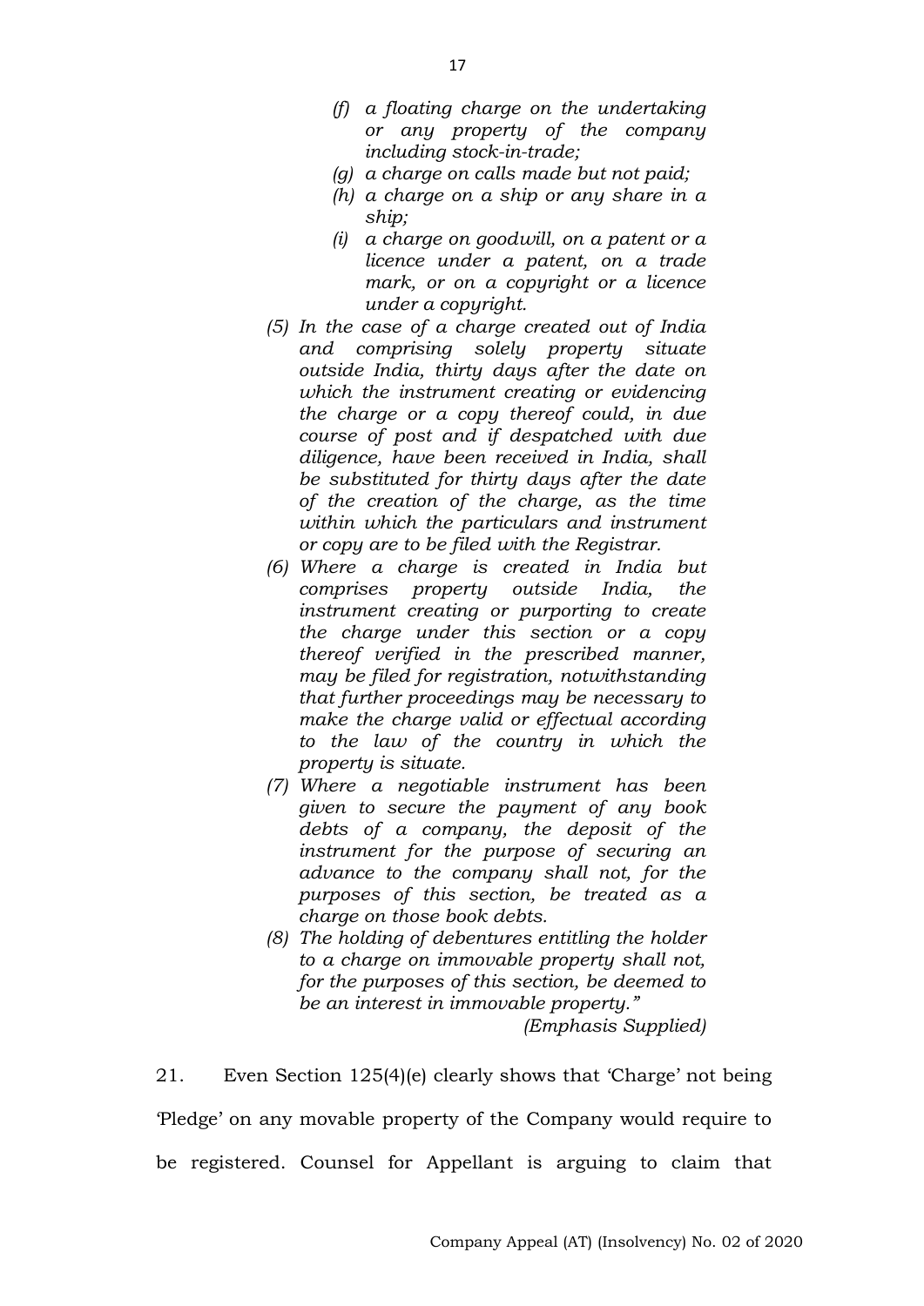> *(f) a floating charge on the undertaking or any property of the company including stock-in-trade;*
>
> *(g) a charge on calls made but not paid;*
>
> *(h) a charge on a ship or any share in a ship;*
>
> *(i) a charge on goodwill, on a patent or a licence under a patent, on a trade mark, or on a copyright or a licence under a copyright.*
>
> *(5) In the case of a charge created out of India and comprising solely property situate outside India, thirty days after the date on which the instrument creating or evidencing the charge or a copy thereof could, in due course of post and if despatched with due diligence, have been received in India, shall be substituted for thirty days after the date of the creation of the charge, as the time within which the particulars and instrument or copy are to be filed with the Registrar.*
>
> *(6) Where a charge is created in India but comprises property outside India, the instrument creating or purporting to create the charge under this section or a copy thereof verified in the prescribed manner, may be filed for registration, notwithstanding that further proceedings may be necessary to make the charge valid or effectual according to the law of the country in which the property is situate.*
>
> *(7) Where a negotiable instrument has been given to secure the payment of any book debts of a company, the deposit of the instrument for the purpose of securing an advance to the company shall not, for the purposes of this section, be treated as a charge on those book debts.*
>
> *(8) The holding of debentures entitling the holder to a charge on immovable property shall not, for the purposes of this section, be deemed to be an interest in immovable property."*
>
> *(Emphasis Supplied)*

21. Even Section 125(4)(e) clearly shows that 'Charge' not being 'Pledge' on any movable property of the Company would require to be registered. Counsel for Appellant is arguing to claim that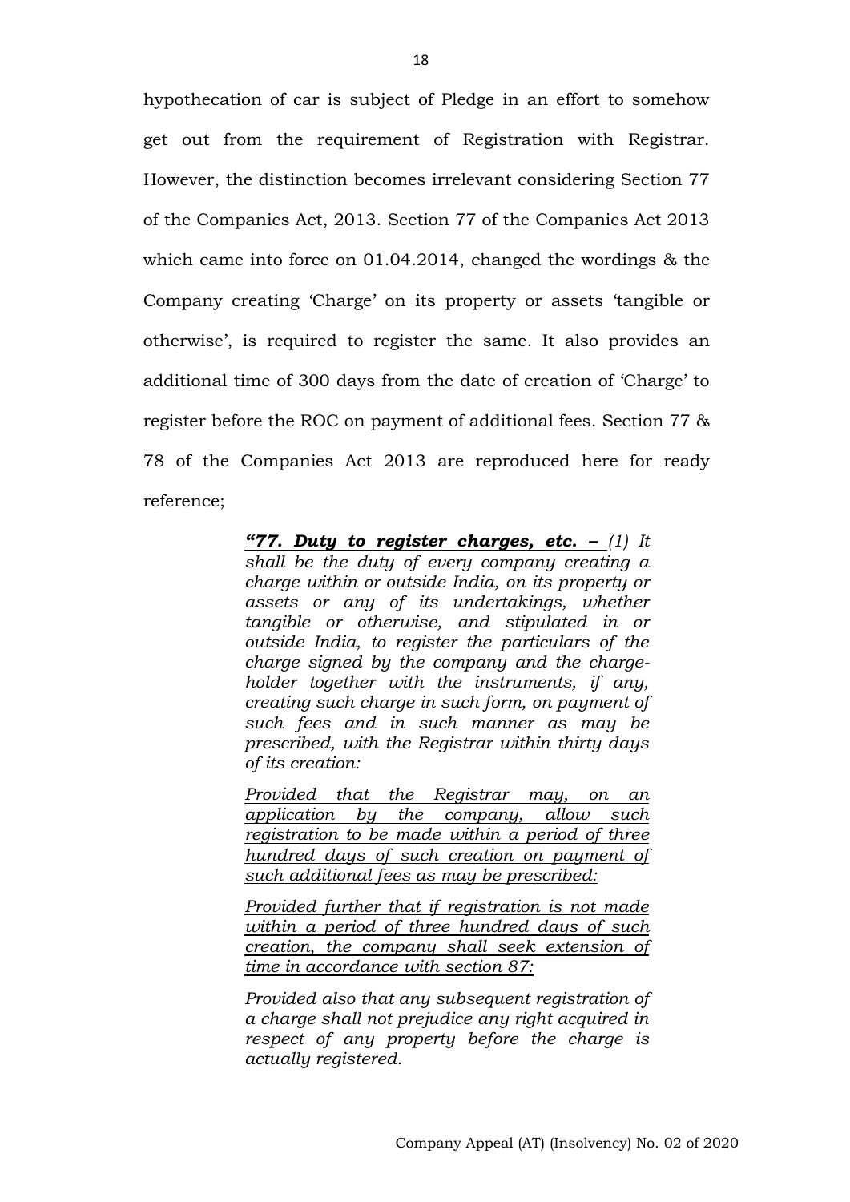hypothecation of car is subject of Pledge in an effort to somehow get out from the requirement of Registration with Registrar. However, the distinction becomes irrelevant considering Section 77 of the Companies Act, 2013. Section 77 of the Companies Act 2013 which came into force on 01.04.2014, changed the wordings & the Company creating 'Charge' on its property or assets 'tangible or otherwise', is required to register the same. It also provides an additional time of 300 days from the date of creation of 'Charge' to register before the ROC on payment of additional fees. Section 77 & 78 of the Companies Act 2013 are reproduced here for ready reference;

> ***"77. Duty to register charges, etc. –*** *(1) It shall be the duty of every company creating a charge within or outside India, on its property or assets or any of its undertakings, whether tangible or otherwise, and stipulated in or outside India, to register the particulars of the charge signed by the company and the charge-holder together with the instruments, if any, creating such charge in such form, on payment of such fees and in such manner as may be prescribed, with the Registrar within thirty days of its creation:*
>
> *Provided that the Registrar may, on an application by the company, allow such registration to be made within a period of three hundred days of such creation on payment of such additional fees as may be prescribed:*
>
> *Provided further that if registration is not made within a period of three hundred days of such creation, the company shall seek extension of time in accordance with section 87:*
>
> *Provided also that any subsequent registration of a charge shall not prejudice any right acquired in respect of any property before the charge is actually registered.*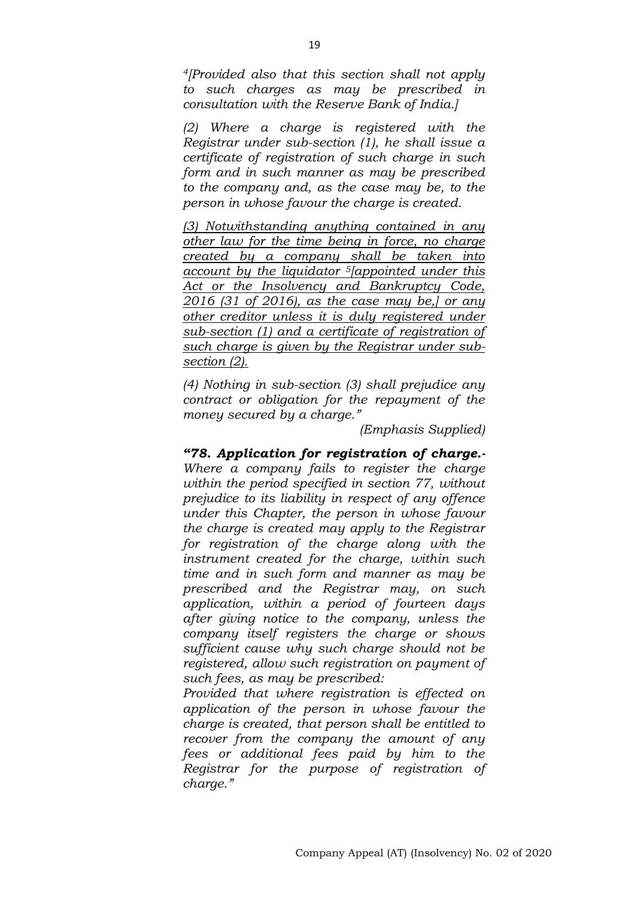*[4][Provided also that this section shall not apply to such charges as may be prescribed in consultation with the Reserve Bank of India.]*

*(2) Where a charge is registered with the Registrar under sub-section (1), he shall issue a certificate of registration of such charge in such form and in such manner as may be prescribed to the company and, as the case may be, to the person in whose favour the charge is created.*

*<u>(3) Notwithstanding anything contained in any other law for the time being in force, no charge created by a company shall be taken into account by the liquidator [5][appointed under this Act or the Insolvency and Bankruptcy Code, 2016 (31 of 2016), as the case may be,] or any other creditor unless it is duly registered under sub-section (1) and a certificate of registration of such charge is given by the Registrar under sub-section (2).</u>*

*(4) Nothing in sub-section (3) shall prejudice any contract or obligation for the repayment of the money secured by a charge."*

*(Emphasis Supplied)*

***"78. Application for registration of charge.-*** *Where a company fails to register the charge within the period specified in section 77, without prejudice to its liability in respect of any offence under this Chapter, the person in whose favour the charge is created may apply to the Registrar for registration of the charge along with the instrument created for the charge, within such time and in such form and manner as may be prescribed and the Registrar may, on such application, within a period of fourteen days after giving notice to the company, unless the company itself registers the charge or shows sufficient cause why such charge should not be registered, allow such registration on payment of such fees, as may be prescribed:*

*Provided that where registration is effected on application of the person in whose favour the charge is created, that person shall be entitled to recover from the company the amount of any fees or additional fees paid by him to the Registrar for the purpose of registration of charge."*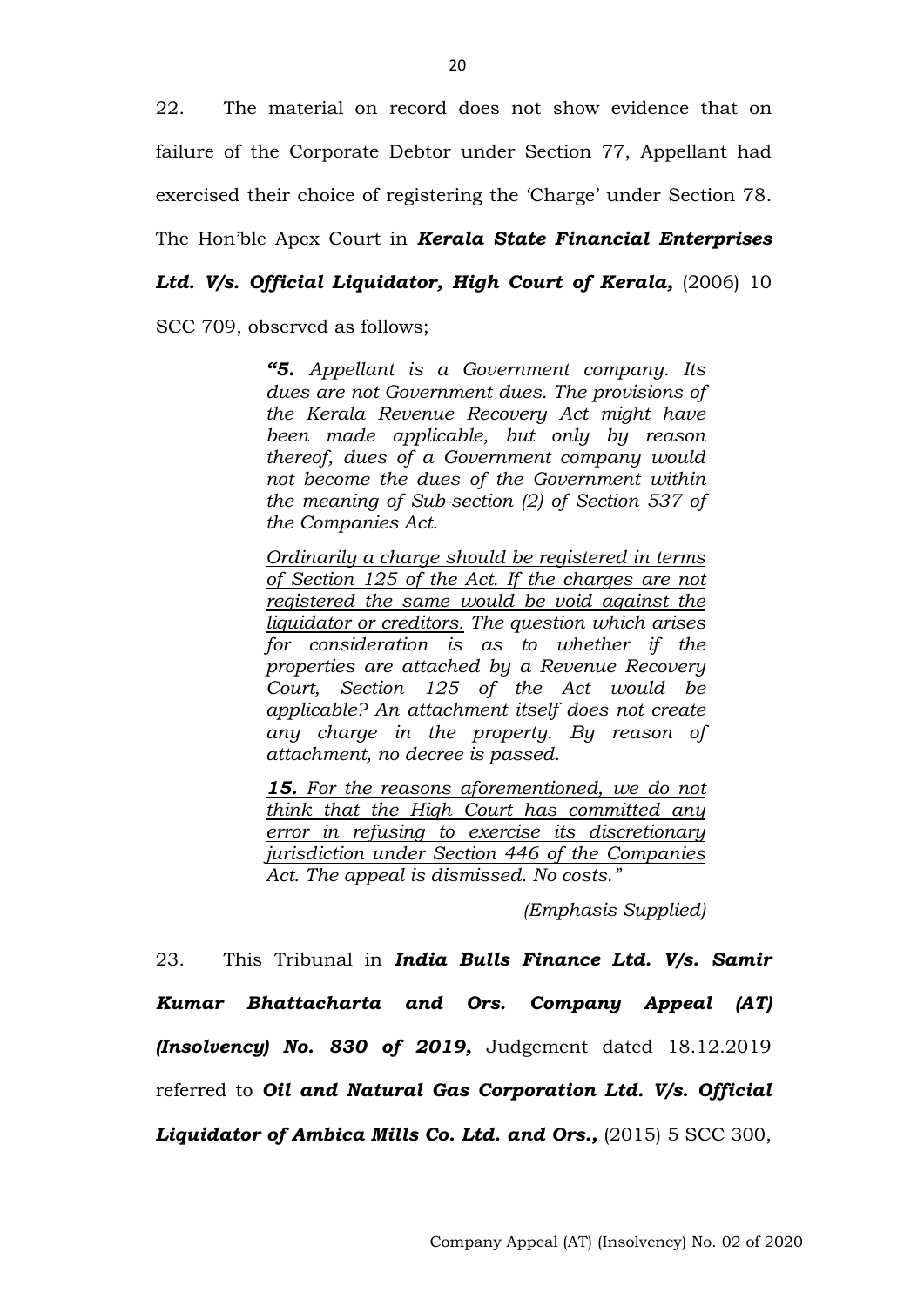22. The material on record does not show evidence that on failure of the Corporate Debtor under Section 77, Appellant had exercised their choice of registering the 'Charge' under Section 78. The Hon'ble Apex Court in ***Kerala State Financial Enterprises Ltd. V/s. Official Liquidator, High Court of Kerala,*** (2006) 10 SCC 709, observed as follows;

> ***"5.** Appellant is a Government company. Its dues are not Government dues. The provisions of the Kerala Revenue Recovery Act might have been made applicable, but only by reason thereof, dues of a Government company would not become the dues of the Government within the meaning of Sub-section (2) of Section 537 of the Companies Act.*
>
> *<u>Ordinarily a charge should be registered in terms of Section 125 of the Act. If the charges are not registered the same would be void against the liquidator or creditors.</u> The question which arises for consideration is as to whether if the properties are attached by a Revenue Recovery Court, Section 125 of the Act would be applicable? An attachment itself does not create any charge in the property. By reason of attachment, no decree is passed.*
>
> ***<u>15.</u>** <u>For the reasons aforementioned, we do not think that the High Court has committed any error in refusing to exercise its discretionary jurisdiction under Section 446 of the Companies Act. The appeal is dismissed. No costs."</u>*
>
> *(Emphasis Supplied)*

23. This Tribunal in ***India Bulls Finance Ltd. V/s. Samir Kumar Bhattacharta and Ors. Company Appeal (AT) (Insolvency) No. 830 of 2019,*** Judgement dated 18.12.2019 referred to ***Oil and Natural Gas Corporation Ltd. V/s. Official Liquidator of Ambica Mills Co. Ltd. and Ors.,*** (2015) 5 SCC 300,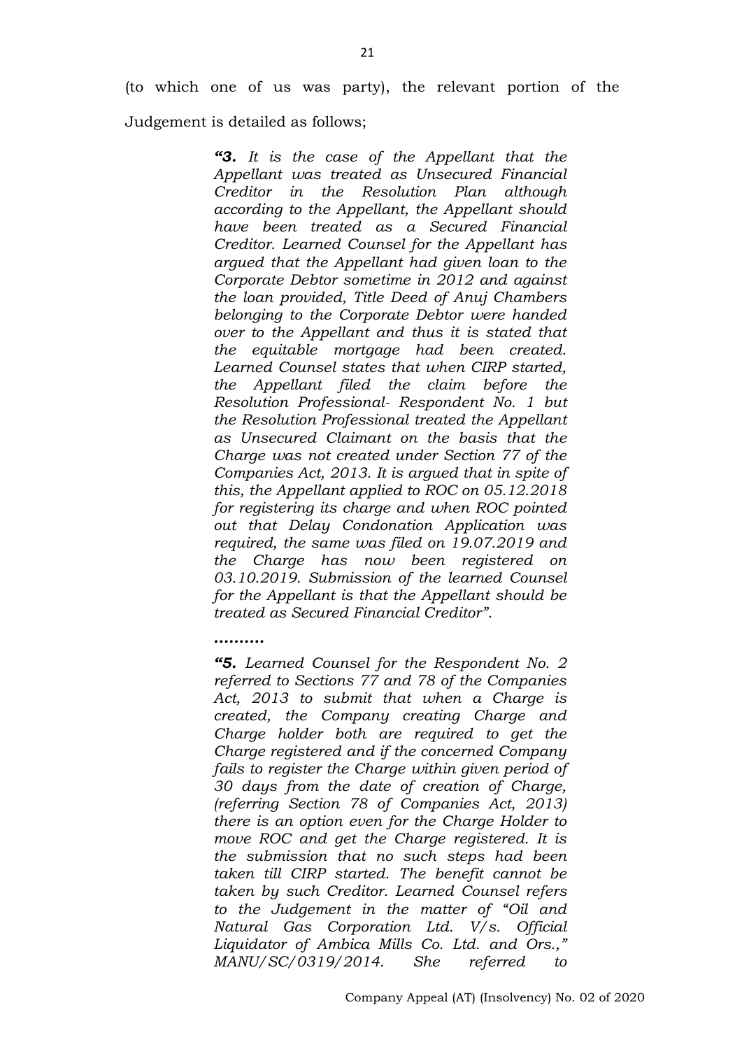(to which one of us was party), the relevant portion of the Judgement is detailed as follows;

> ***"3.*** *It is the case of the Appellant that the Appellant was treated as Unsecured Financial Creditor in the Resolution Plan although according to the Appellant, the Appellant should have been treated as a Secured Financial Creditor. Learned Counsel for the Appellant has argued that the Appellant had given loan to the Corporate Debtor sometime in 2012 and against the loan provided, Title Deed of Anuj Chambers belonging to the Corporate Debtor were handed over to the Appellant and thus it is stated that the equitable mortgage had been created. Learned Counsel states that when CIRP started, the Appellant filed the claim before the Resolution Professional- Respondent No. 1 but the Resolution Professional treated the Appellant as Unsecured Claimant on the basis that the Charge was not created under Section 77 of the Companies Act, 2013. It is argued that in spite of this, the Appellant applied to ROC on 05.12.2018 for registering its charge and when ROC pointed out that Delay Condonation Application was required, the same was filed on 19.07.2019 and the Charge has now been registered on 03.10.2019. Submission of the learned Counsel for the Appellant is that the Appellant should be treated as Secured Financial Creditor".*
>
> ***……….***
>
> ***"5.*** *Learned Counsel for the Respondent No. 2 referred to Sections 77 and 78 of the Companies Act, 2013 to submit that when a Charge is created, the Company creating Charge and Charge holder both are required to get the Charge registered and if the concerned Company fails to register the Charge within given period of 30 days from the date of creation of Charge, (referring Section 78 of Companies Act, 2013) there is an option even for the Charge Holder to move ROC and get the Charge registered. It is the submission that no such steps had been taken till CIRP started. The benefit cannot be taken by such Creditor. Learned Counsel refers to the Judgement in the matter of "Oil and Natural Gas Corporation Ltd. V/s. Official Liquidator of Ambica Mills Co. Ltd. and Ors.," MANU/SC/0319/2014. She referred to*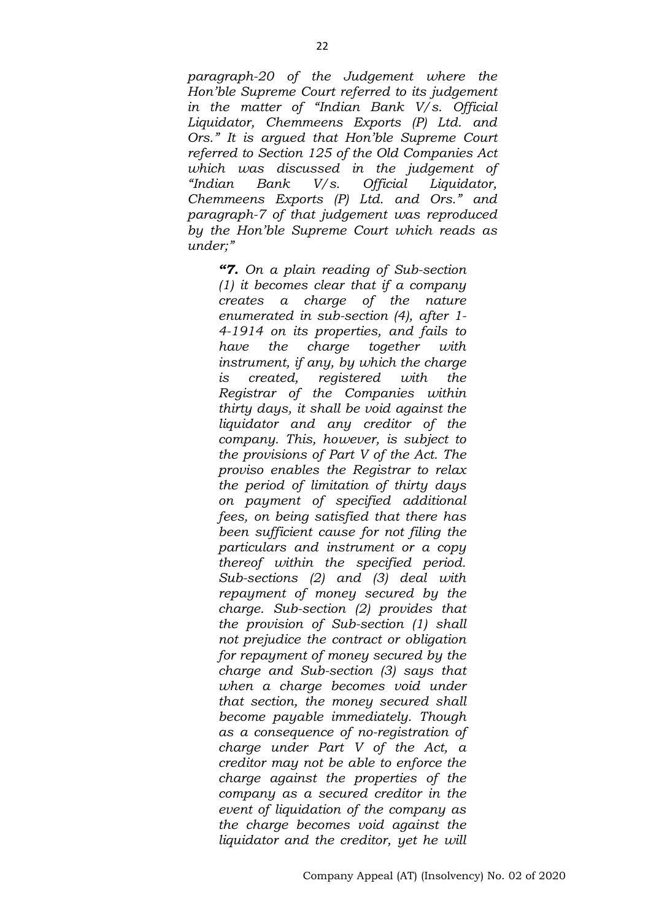*paragraph-20 of the Judgement where the Hon'ble Supreme Court referred to its judgement in the matter of "Indian Bank V/s. Official Liquidator, Chemmeens Exports (P) Ltd. and Ors." It is argued that Hon'ble Supreme Court referred to Section 125 of the Old Companies Act which was discussed in the judgement of "Indian Bank V/s. Official Liquidator, Chemmeens Exports (P) Ltd. and Ors." and paragraph-7 of that judgement was reproduced by the Hon'ble Supreme Court which reads as under;"*

> ***"7.** On a plain reading of Sub-section (1) it becomes clear that if a company creates a charge of the nature enumerated in sub-section (4), after 1-4-1914 on its properties, and fails to have the charge together with instrument, if any, by which the charge is created, registered with the Registrar of the Companies within thirty days, it shall be void against the liquidator and any creditor of the company. This, however, is subject to the provisions of Part V of the Act. The proviso enables the Registrar to relax the period of limitation of thirty days on payment of specified additional fees, on being satisfied that there has been sufficient cause for not filing the particulars and instrument or a copy thereof within the specified period. Sub-sections (2) and (3) deal with repayment of money secured by the charge. Sub-section (2) provides that the provision of Sub-section (1) shall not prejudice the contract or obligation for repayment of money secured by the charge and Sub-section (3) says that when a charge becomes void under that section, the money secured shall become payable immediately. Though as a consequence of no-registration of charge under Part V of the Act, a creditor may not be able to enforce the charge against the properties of the company as a secured creditor in the event of liquidation of the company as the charge becomes void against the liquidator and the creditor, yet he will*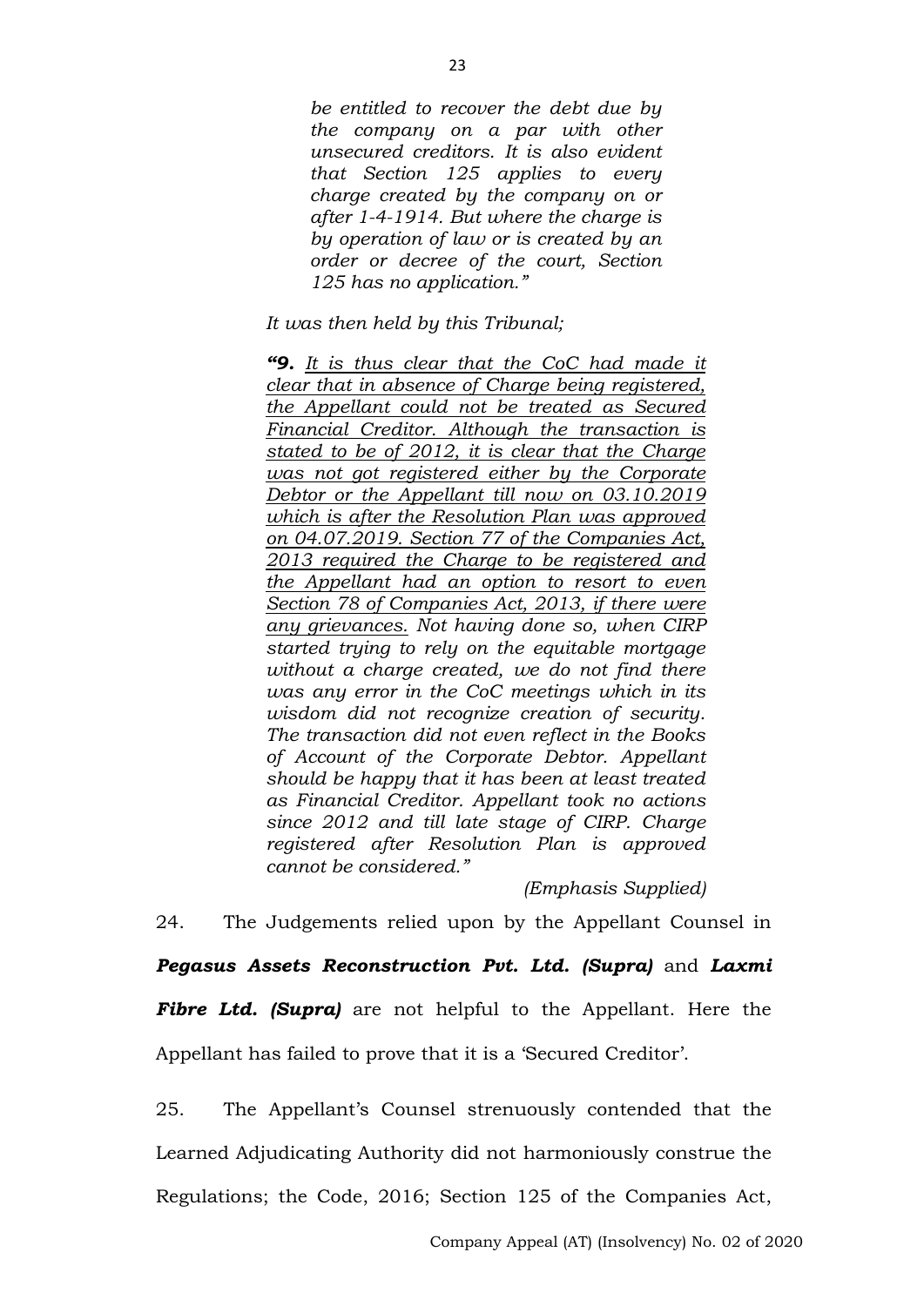> *be entitled to recover the debt due by the company on a par with other unsecured creditors. It is also evident that Section 125 applies to every charge created by the company on or after 1-4-1914. But where the charge is by operation of law or is created by an order or decree of the court, Section 125 has no application."*

*It was then held by this Tribunal;*

> ***"9.*** *<u>It is thus clear that the CoC had made it clear that in absence of Charge being registered, the Appellant could not be treated as Secured Financial Creditor. Although the transaction is stated to be of 2012, it is clear that the Charge was not got registered either by the Corporate Debtor or the Appellant till now on 03.10.2019 which is after the Resolution Plan was approved on 04.07.2019. Section 77 of the Companies Act, 2013 required the Charge to be registered and the Appellant had an option to resort to even Section 78 of Companies Act, 2013, if there were any grievances.</u> Not having done so, when CIRP started trying to rely on the equitable mortgage without a charge created, we do not find there was any error in the CoC meetings which in its wisdom did not recognize creation of security. The transaction did not even reflect in the Books of Account of the Corporate Debtor. Appellant should be happy that it has been at least treated as Financial Creditor. Appellant took no actions since 2012 and till late stage of CIRP. Charge registered after Resolution Plan is approved cannot be considered."*
>
> *(Emphasis Supplied)*

24. The Judgements relied upon by the Appellant Counsel in ***Pegasus Assets Reconstruction Pvt. Ltd. (Supra)*** and ***Laxmi Fibre Ltd. (Supra)*** are not helpful to the Appellant. Here the Appellant has failed to prove that it is a 'Secured Creditor'.

25. The Appellant's Counsel strenuously contended that the Learned Adjudicating Authority did not harmoniously construe the Regulations; the Code, 2016; Section 125 of the Companies Act,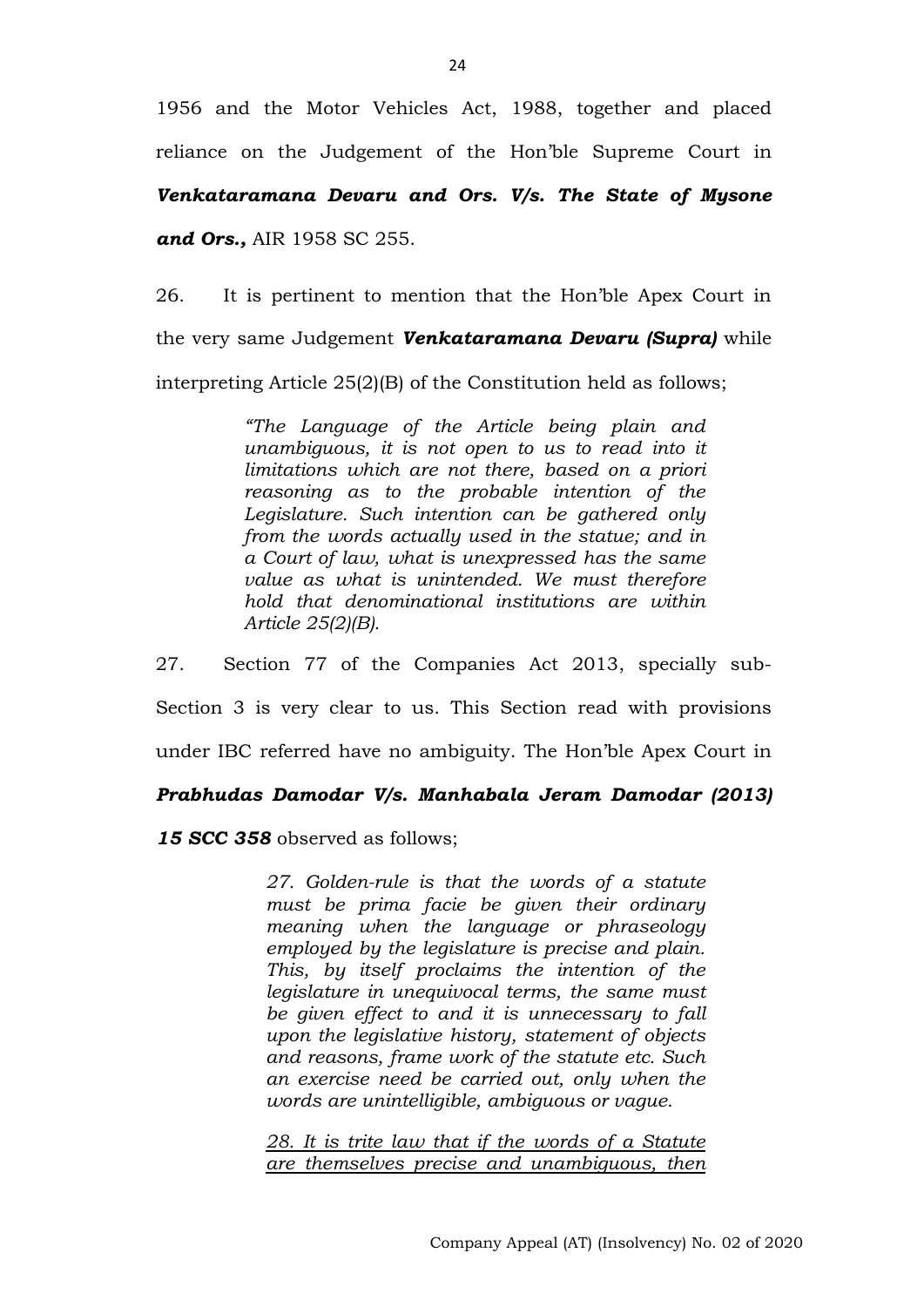1956 and the Motor Vehicles Act, 1988, together and placed reliance on the Judgement of the Hon'ble Supreme Court in ***Venkataramana Devaru and Ors. V/s. The State of Mysone and Ors.,*** AIR 1958 SC 255.

26. It is pertinent to mention that the Hon'ble Apex Court in the very same Judgement ***Venkataramana Devaru (Supra)*** while interpreting Article 25(2)(B) of the Constitution held as follows;

> *"The Language of the Article being plain and unambiguous, it is not open to us to read into it limitations which are not there, based on a priori reasoning as to the probable intention of the Legislature. Such intention can be gathered only from the words actually used in the statue; and in a Court of law, what is unexpressed has the same value as what is unintended. We must therefore hold that denominational institutions are within Article 25(2)(B).*

27. Section 77 of the Companies Act 2013, specially sub-Section 3 is very clear to us. This Section read with provisions under IBC referred have no ambiguity. The Hon'ble Apex Court in ***Prabhudas Damodar V/s. Manhabala Jeram Damodar (2013) 15 SCC 358*** observed as follows;

> *27. Golden-rule is that the words of a statute must be prima facie be given their ordinary meaning when the language or phraseology employed by the legislature is precise and plain. This, by itself proclaims the intention of the legislature in unequivocal terms, the same must be given effect to and it is unnecessary to fall upon the legislative history, statement of objects and reasons, frame work of the statute etc. Such an exercise need be carried out, only when the words are unintelligible, ambiguous or vague.*
>
> *<u>28. It is trite law that if the words of a Statute are themselves precise and unambiguous, then</u>*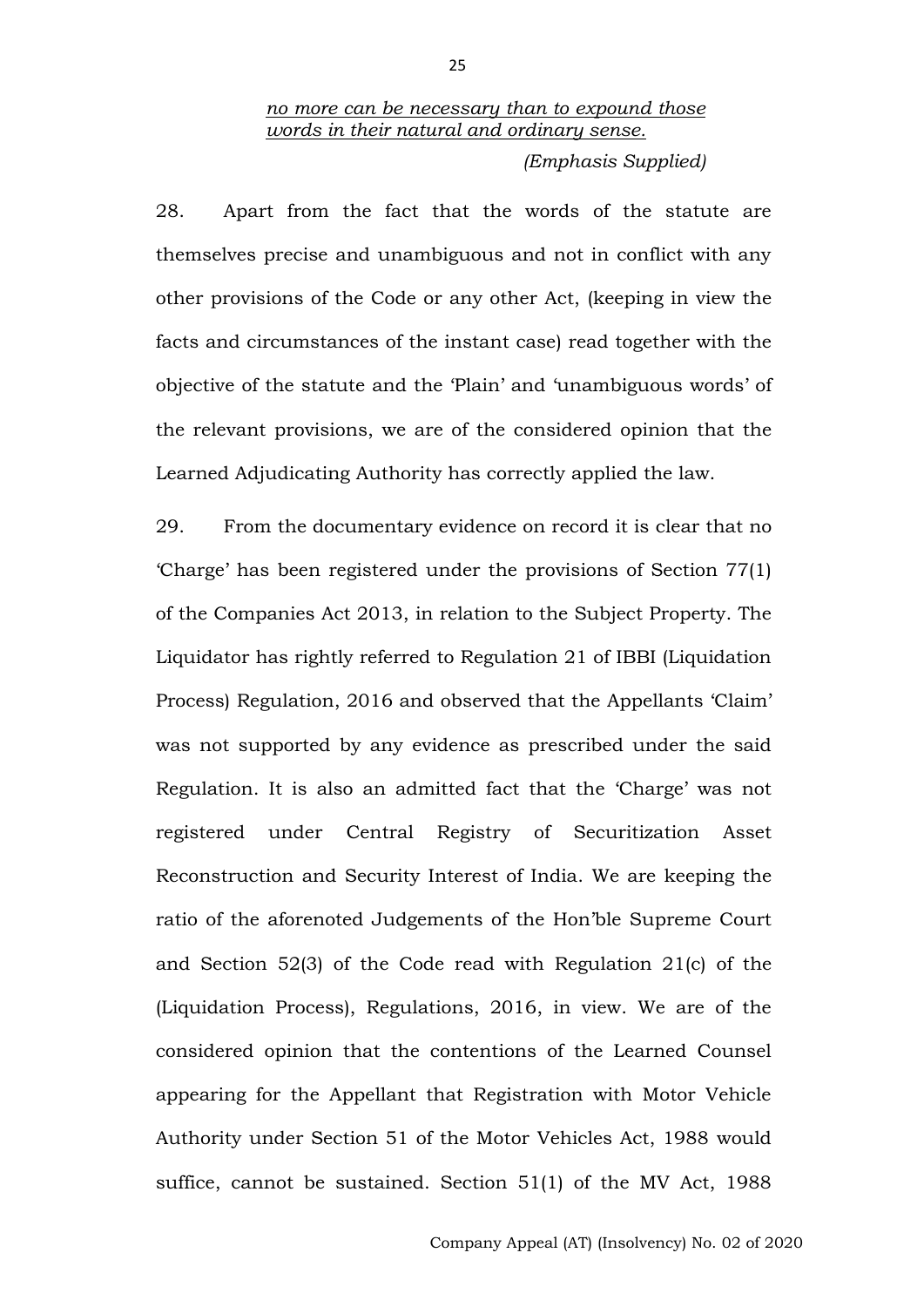*no more can be necessary than to expound those words in their natural and ordinary sense.*

*(Emphasis Supplied)*

28. Apart from the fact that the words of the statute are themselves precise and unambiguous and not in conflict with any other provisions of the Code or any other Act, (keeping in view the facts and circumstances of the instant case) read together with the objective of the statute and the 'Plain' and 'unambiguous words' of the relevant provisions, we are of the considered opinion that the Learned Adjudicating Authority has correctly applied the law.

29. From the documentary evidence on record it is clear that no 'Charge' has been registered under the provisions of Section 77(1) of the Companies Act 2013, in relation to the Subject Property. The Liquidator has rightly referred to Regulation 21 of IBBI (Liquidation Process) Regulation, 2016 and observed that the Appellants 'Claim' was not supported by any evidence as prescribed under the said Regulation. It is also an admitted fact that the 'Charge' was not registered under Central Registry of Securitization Asset Reconstruction and Security Interest of India. We are keeping the ratio of the aforenoted Judgements of the Hon'ble Supreme Court and Section 52(3) of the Code read with Regulation 21(c) of the (Liquidation Process), Regulations, 2016, in view. We are of the considered opinion that the contentions of the Learned Counsel appearing for the Appellant that Registration with Motor Vehicle Authority under Section 51 of the Motor Vehicles Act, 1988 would suffice, cannot be sustained. Section 51(1) of the MV Act, 1988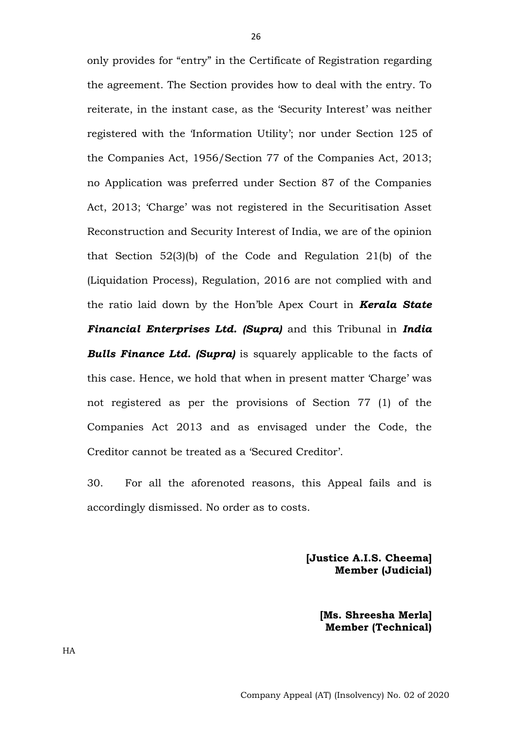only provides for "entry" in the Certificate of Registration regarding the agreement. The Section provides how to deal with the entry. To reiterate, in the instant case, as the 'Security Interest' was neither registered with the 'Information Utility'; nor under Section 125 of the Companies Act, 1956/Section 77 of the Companies Act, 2013; no Application was preferred under Section 87 of the Companies Act, 2013; 'Charge' was not registered in the Securitisation Asset Reconstruction and Security Interest of India, we are of the opinion that Section 52(3)(b) of the Code and Regulation 21(b) of the (Liquidation Process), Regulation, 2016 are not complied with and the ratio laid down by the Hon'ble Apex Court in ***Kerala State Financial Enterprises Ltd. (Supra)*** and this Tribunal in ***India Bulls Finance Ltd. (Supra)*** is squarely applicable to the facts of this case. Hence, we hold that when in present matter 'Charge' was not registered as per the provisions of Section 77 (1) of the Companies Act 2013 and as envisaged under the Code, the Creditor cannot be treated as a 'Secured Creditor'.

30. For all the aforenoted reasons, this Appeal fails and is accordingly dismissed. No order as to costs.

**[Justice A.I.S. Cheema]**
**Member (Judicial)**

**[Ms. Shreesha Merla]**
**Member (Technical)**

HA